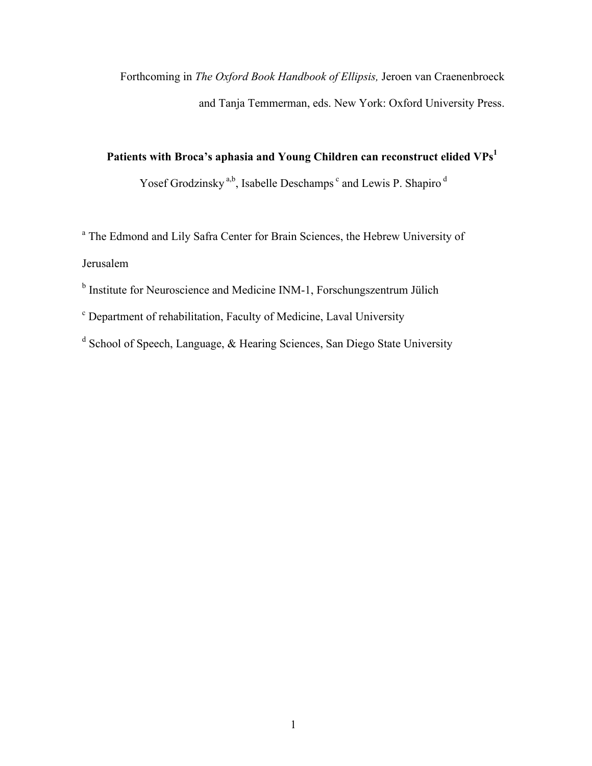Forthcoming in *The Oxford Book Handbook of Ellipsis,* Jeroen van Craenenbroeck and Tanja Temmerman, eds. New York: Oxford University Press.

# Patients with Broca's aphasia and Young Children can reconstruct elided VPs[1]

Yosef Grodzinsky [a,b], Isabelle Deschamps [c] and Lewis P. Shapiro [d]

[a] The Edmond and Lily Safra Center for Brain Sciences, the Hebrew University of Jerusalem

[b] Institute for Neuroscience and Medicine INM-1, Forschungszentrum Jülich

[c] Department of rehabilitation, Faculty of Medicine, Laval University

[d] School of Speech, Language, & Hearing Sciences, San Diego State University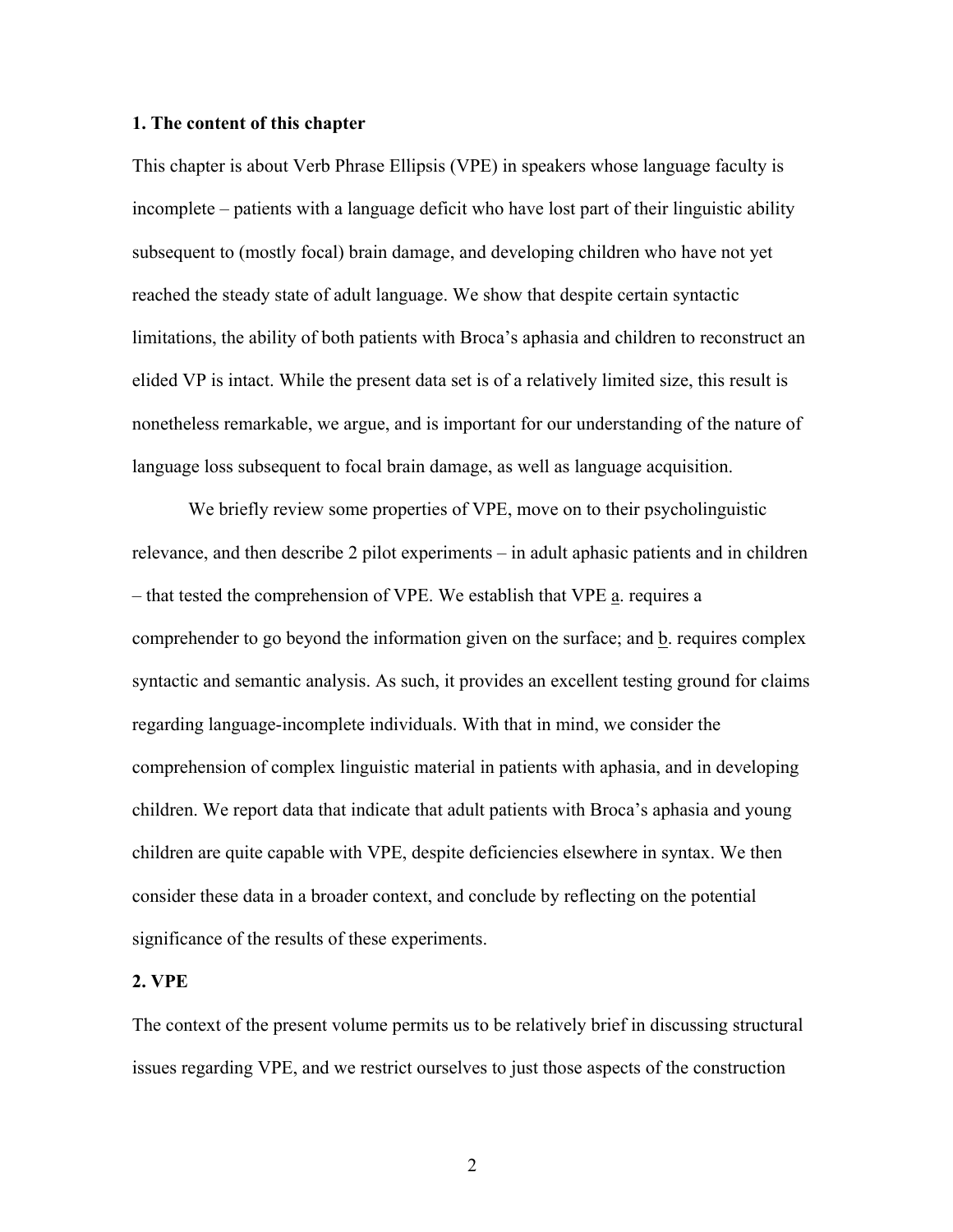## 1. The content of this chapter

This chapter is about Verb Phrase Ellipsis (VPE) in speakers whose language faculty is incomplete – patients with a language deficit who have lost part of their linguistic ability subsequent to (mostly focal) brain damage, and developing children who have not yet reached the steady state of adult language. We show that despite certain syntactic limitations, the ability of both patients with Broca's aphasia and children to reconstruct an elided VP is intact. While the present data set is of a relatively limited size, this result is nonetheless remarkable, we argue, and is important for our understanding of the nature of language loss subsequent to focal brain damage, as well as language acquisition.

We briefly review some properties of VPE, move on to their psycholinguistic relevance, and then describe 2 pilot experiments – in adult aphasic patients and in children – that tested the comprehension of VPE. We establish that VPE a. requires a comprehender to go beyond the information given on the surface; and b. requires complex syntactic and semantic analysis. As such, it provides an excellent testing ground for claims regarding language-incomplete individuals. With that in mind, we consider the comprehension of complex linguistic material in patients with aphasia, and in developing children. We report data that indicate that adult patients with Broca's aphasia and young children are quite capable with VPE, despite deficiencies elsewhere in syntax. We then consider these data in a broader context, and conclude by reflecting on the potential significance of the results of these experiments.

## 2. VPE

The context of the present volume permits us to be relatively brief in discussing structural issues regarding VPE, and we restrict ourselves to just those aspects of the construction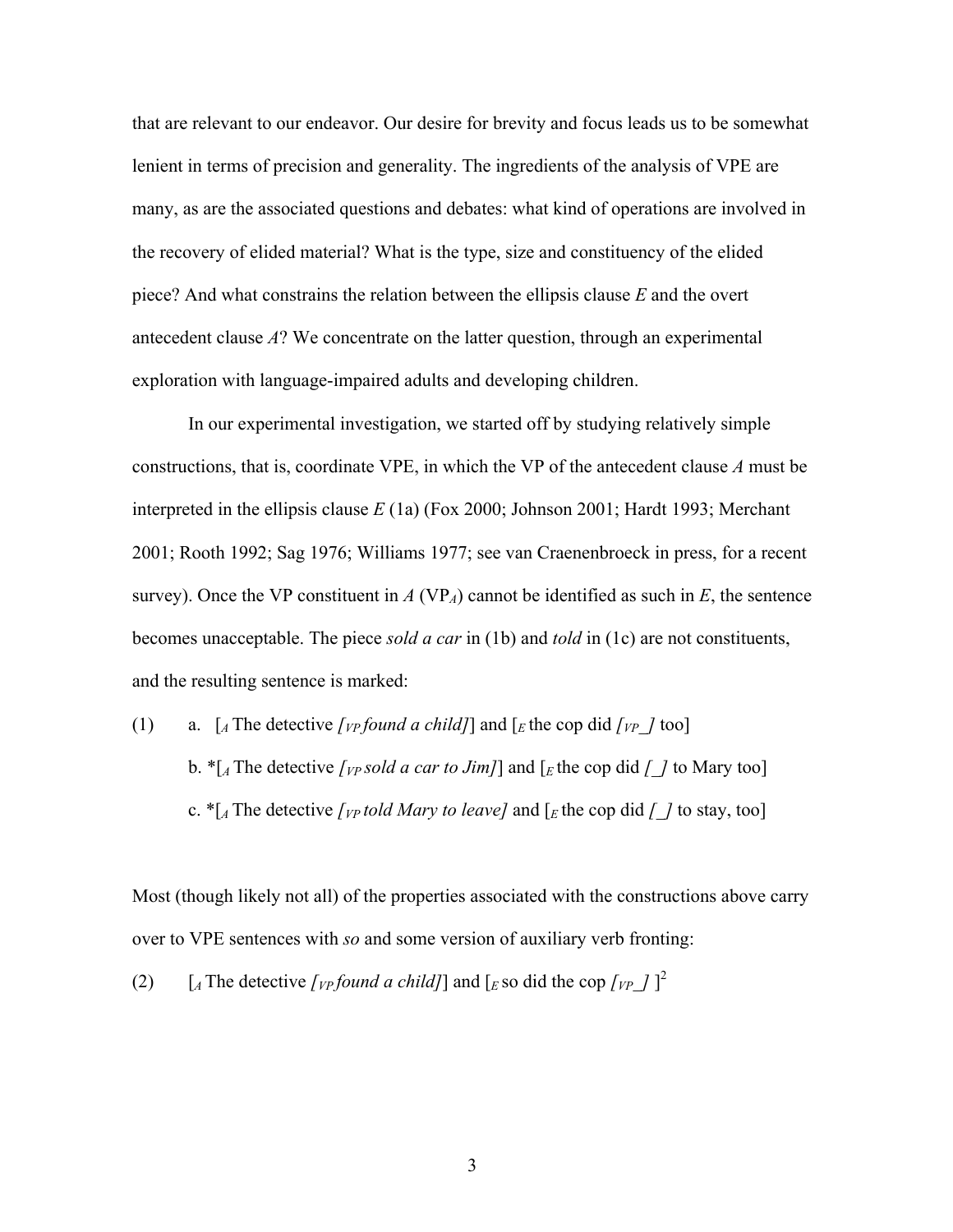that are relevant to our endeavor. Our desire for brevity and focus leads us to be somewhat lenient in terms of precision and generality. The ingredients of the analysis of VPE are many, as are the associated questions and debates: what kind of operations are involved in the recovery of elided material? What is the type, size and constituency of the elided piece? And what constrains the relation between the ellipsis clause *E* and the overt antecedent clause *A*? We concentrate on the latter question, through an experimental exploration with language-impaired adults and developing children.

In our experimental investigation, we started off by studying relatively simple constructions, that is, coordinate VPE, in which the VP of the antecedent clause *A* must be interpreted in the ellipsis clause *E* (1a) (Fox 2000; Johnson 2001; Hardt 1993; Merchant 2001; Rooth 1992; Sag 1976; Williams 1977; see van Craenenbroeck in press, for a recent survey). Once the VP constituent in *A* ($VP_A$) cannot be identified as such in *E*, the sentence becomes unacceptable. The piece *sold a car* in (1b) and *told* in (1c) are not constituents, and the resulting sentence is marked:

(1) a. [$_A$ The detective *[$_{VP}$ found a child]*] and [$_E$ the cop did *[$_{VP}$_]* too]

b. *[$_A$ The detective *[$_{VP}$ sold a car to Jim]*] and [$_E$ the cop did *[_]* to Mary too]

c. *[$_A$ The detective *[$_{VP}$ told Mary to leave]* and [$_E$ the cop did *[_]* to stay, too]

Most (though likely not all) of the properties associated with the constructions above carry over to VPE sentences with *so* and some version of auxiliary verb fronting:

(2) [$_A$ The detective *[$_{VP}$ found a child]*] and [$_E$ so did the cop *[$_{VP}$_]* ][2]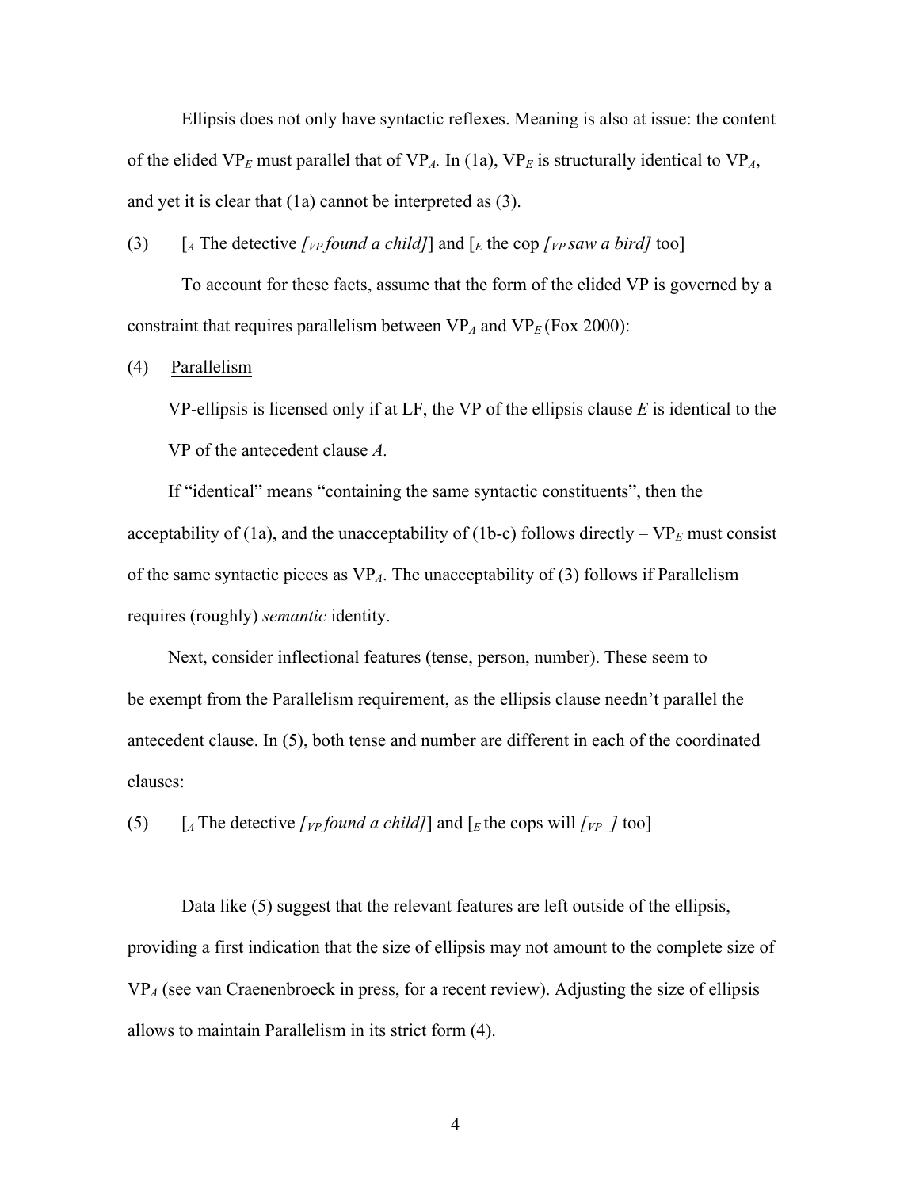Ellipsis does not only have syntactic reflexes. Meaning is also at issue: the content of the elided $VP_E$ must parallel that of $VP_A$. In (1a), $VP_E$ is structurally identical to $VP_A$, and yet it is clear that (1a) cannot be interpreted as (3).

(3) [$_A$ The detective *[$_{VP}$ found a child]*] and [$_E$ the cop *[$_{VP}$ saw a bird]* too]

To account for these facts, assume that the form of the elided VP is governed by a constraint that requires parallelism between $VP_A$ and $VP_E$ (Fox 2000):

(4) Parallelism

VP-ellipsis is licensed only if at LF, the VP of the ellipsis clause *E* is identical to the VP of the antecedent clause *A*.

If "identical" means "containing the same syntactic constituents", then the acceptability of (1a), and the unacceptability of (1b-c) follows directly – $VP_E$ must consist of the same syntactic pieces as $VP_A$. The unacceptability of (3) follows if Parallelism requires (roughly) *semantic* identity.

Next, consider inflectional features (tense, person, number). These seem to be exempt from the Parallelism requirement, as the ellipsis clause needn't parallel the antecedent clause. In (5), both tense and number are different in each of the coordinated clauses:

(5) [$_A$ The detective *[$_{VP}$ found a child]*] and [$_E$ the cops will *[$_{VP}$ _]* too]

Data like (5) suggest that the relevant features are left outside of the ellipsis, providing a first indication that the size of ellipsis may not amount to the complete size of $VP_A$ (see van Craenenbroeck in press, for a recent review). Adjusting the size of ellipsis allows to maintain Parallelism in its strict form (4).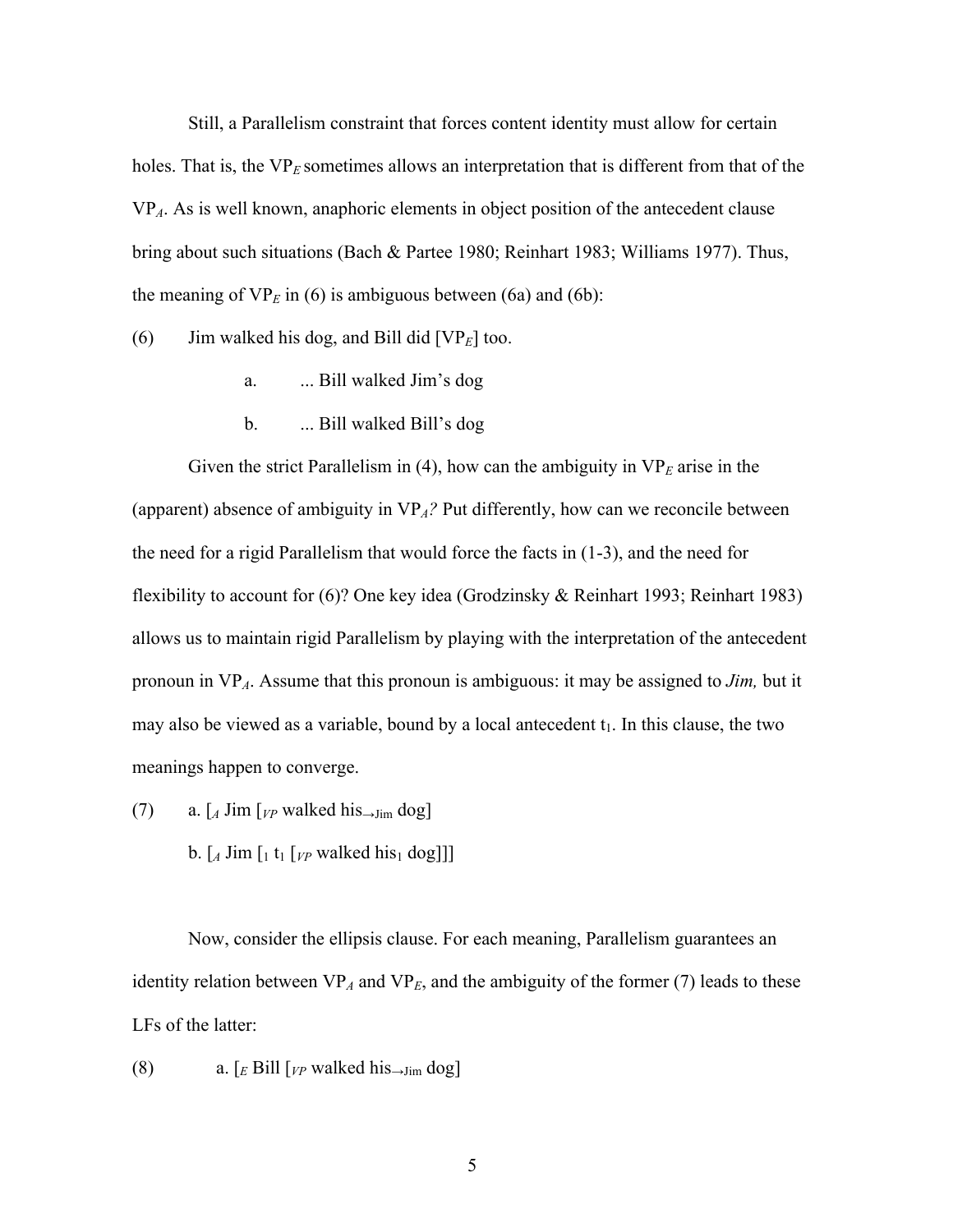Still, a Parallelism constraint that forces content identity must allow for certain holes. That is, the $VP_E$ sometimes allows an interpretation that is different from that of the $VP_A$. As is well known, anaphoric elements in object position of the antecedent clause bring about such situations (Bach & Partee 1980; Reinhart 1983; Williams 1977). Thus, the meaning of $VP_E$ in (6) is ambiguous between (6a) and (6b):

(6) Jim walked his dog, and Bill did [$VP_E$] too.

a. ... Bill walked Jim's dog

b. ... Bill walked Bill's dog

Given the strict Parallelism in (4), how can the ambiguity in $VP_E$ arise in the (apparent) absence of ambiguity in $VP_A$? Put differently, how can we reconcile between the need for a rigid Parallelism that would force the facts in (1-3), and the need for flexibility to account for (6)? One key idea (Grodzinsky & Reinhart 1993; Reinhart 1983) allows us to maintain rigid Parallelism by playing with the interpretation of the antecedent pronoun in $VP_A$. Assume that this pronoun is ambiguous: it may be assigned to *Jim,* but it may also be viewed as a variable, bound by a local antecedent $t_1$. In this clause, the two meanings happen to converge.

(7) a. [$_A$ Jim [$_{VP}$ walked $\text{his}_{\rightarrow \text{Jim}}$ dog]

b. [$_A$ Jim [$_1$ $t_1$ [$_{VP}$ walked $\text{his}_1$ dog]]]

Now, consider the ellipsis clause. For each meaning, Parallelism guarantees an identity relation between $VP_A$ and $VP_E$, and the ambiguity of the former (7) leads to these LFs of the latter:

(8) a. [$_E$ Bill [$_{VP}$ walked $\text{his}_{\rightarrow \text{Jim}}$ dog]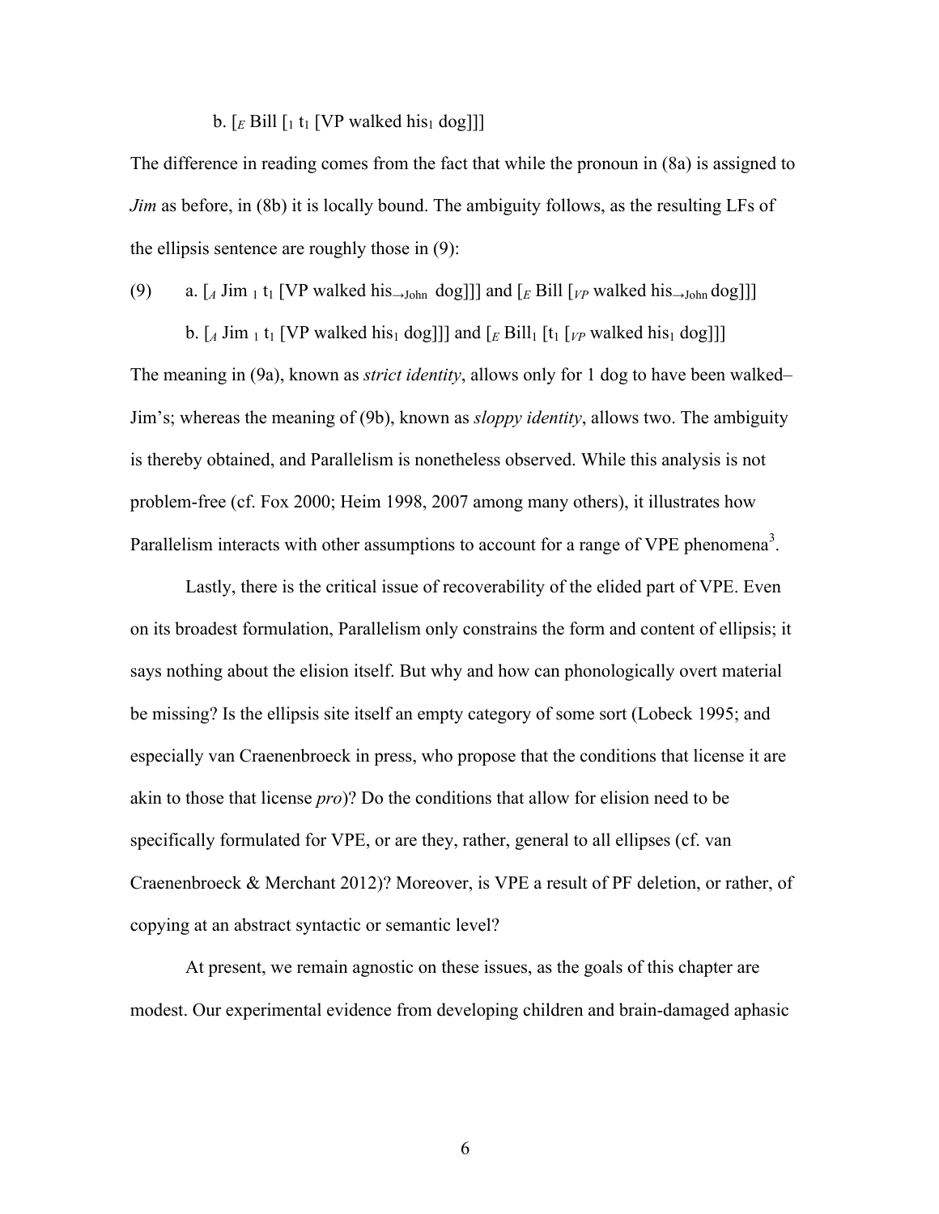b. [$_E$ Bill [$_1$ $t_1$ [VP walked his$_1$ dog]]]

The difference in reading comes from the fact that while the pronoun in (8a) is assigned to *Jim* as before, in (8b) it is locally bound. The ambiguity follows, as the resulting LFs of the ellipsis sentence are roughly those in (9):

(9) a. [$_A$ Jim $_1$ $t_1$ [VP walked his$_{\rightarrow \text{John}}$ dog]]] and [$_E$ Bill [$_{VP}$ walked his$_{\rightarrow \text{John}}$ dog]]]

b. [$_A$ Jim $_1$ $t_1$ [VP walked his$_1$ dog]]] and [$_E$ Bill$_1$ [$t_1$ [$_{VP}$ walked his$_1$ dog]]]

The meaning in (9a), known as *strict identity*, allows only for 1 dog to have been walked– Jim's; whereas the meaning of (9b), known as *sloppy identity*, allows two. The ambiguity is thereby obtained, and Parallelism is nonetheless observed. While this analysis is not problem-free (cf. Fox 2000; Heim 1998, 2007 among many others), it illustrates how Parallelism interacts with other assumptions to account for a range of VPE phenomena[3].

Lastly, there is the critical issue of recoverability of the elided part of VPE. Even on its broadest formulation, Parallelism only constrains the form and content of ellipsis; it says nothing about the elision itself. But why and how can phonologically overt material be missing? Is the ellipsis site itself an empty category of some sort (Lobeck 1995; and especially van Craenenbroeck in press, who propose that the conditions that license it are akin to those that license *pro*)? Do the conditions that allow for elision need to be specifically formulated for VPE, or are they, rather, general to all ellipses (cf. van Craenenbroeck & Merchant 2012)? Moreover, is VPE a result of PF deletion, or rather, of copying at an abstract syntactic or semantic level?

At present, we remain agnostic on these issues, as the goals of this chapter are modest. Our experimental evidence from developing children and brain-damaged aphasic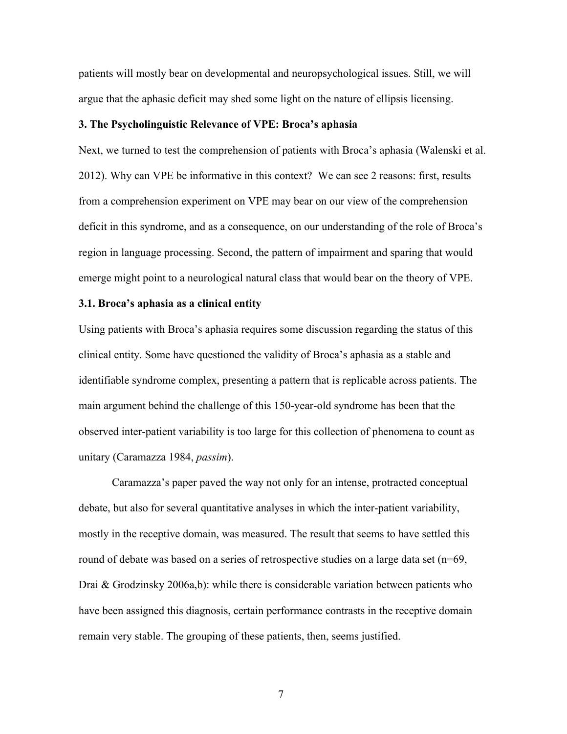patients will mostly bear on developmental and neuropsychological issues. Still, we will argue that the aphasic deficit may shed some light on the nature of ellipsis licensing.

## 3. The Psycholinguistic Relevance of VPE: Broca's aphasia

Next, we turned to test the comprehension of patients with Broca's aphasia (Walenski et al. 2012). Why can VPE be informative in this context? We can see 2 reasons: first, results from a comprehension experiment on VPE may bear on our view of the comprehension deficit in this syndrome, and as a consequence, on our understanding of the role of Broca's region in language processing. Second, the pattern of impairment and sparing that would emerge might point to a neurological natural class that would bear on the theory of VPE.

### 3.1. Broca's aphasia as a clinical entity

Using patients with Broca's aphasia requires some discussion regarding the status of this clinical entity. Some have questioned the validity of Broca's aphasia as a stable and identifiable syndrome complex, presenting a pattern that is replicable across patients. The main argument behind the challenge of this 150-year-old syndrome has been that the observed inter-patient variability is too large for this collection of phenomena to count as unitary (Caramazza 1984, *passim*).

Caramazza's paper paved the way not only for an intense, protracted conceptual debate, but also for several quantitative analyses in which the inter-patient variability, mostly in the receptive domain, was measured. The result that seems to have settled this round of debate was based on a series of retrospective studies on a large data set (n=69, Drai & Grodzinsky 2006a,b): while there is considerable variation between patients who have been assigned this diagnosis, certain performance contrasts in the receptive domain remain very stable. The grouping of these patients, then, seems justified.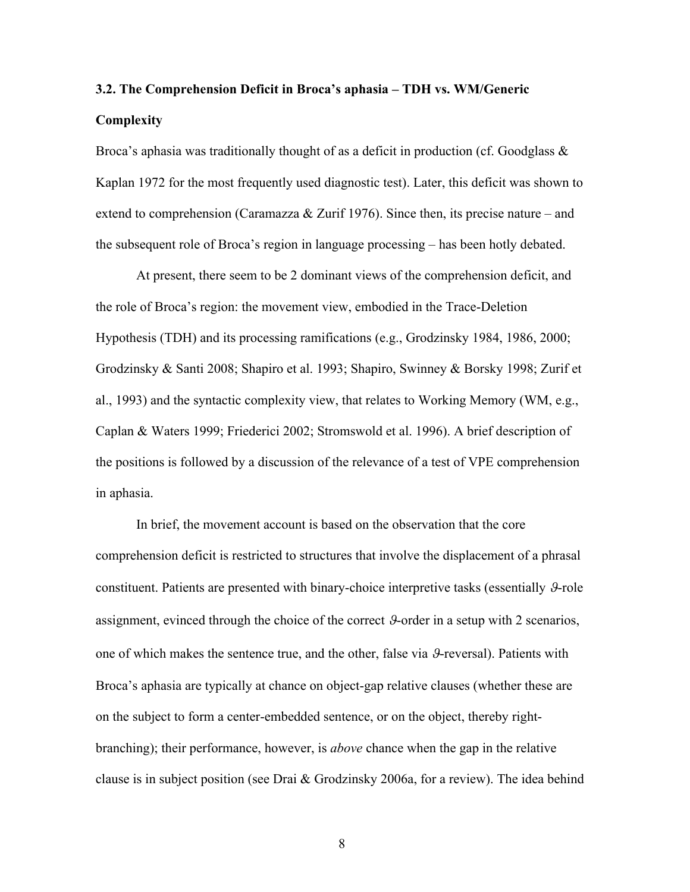### 3.2. The Comprehension Deficit in Broca's aphasia – TDH vs. WM/Generic Complexity

Broca's aphasia was traditionally thought of as a deficit in production (cf. Goodglass & Kaplan 1972 for the most frequently used diagnostic test). Later, this deficit was shown to extend to comprehension (Caramazza & Zurif 1976). Since then, its precise nature – and the subsequent role of Broca's region in language processing – has been hotly debated.

At present, there seem to be 2 dominant views of the comprehension deficit, and the role of Broca's region: the movement view, embodied in the Trace-Deletion Hypothesis (TDH) and its processing ramifications (e.g., Grodzinsky 1984, 1986, 2000; Grodzinsky & Santi 2008; Shapiro et al. 1993; Shapiro, Swinney & Borsky 1998; Zurif et al., 1993) and the syntactic complexity view, that relates to Working Memory (WM, e.g., Caplan & Waters 1999; Friederici 2002; Stromswold et al. 1996). A brief description of the positions is followed by a discussion of the relevance of a test of VPE comprehension in aphasia.

In brief, the movement account is based on the observation that the core comprehension deficit is restricted to structures that involve the displacement of a phrasal constituent. Patients are presented with binary-choice interpretive tasks (essentially $\vartheta$-role assignment, evinced through the choice of the correct $\vartheta$-order in a setup with 2 scenarios, one of which makes the sentence true, and the other, false via $\vartheta$-reversal). Patients with Broca's aphasia are typically at chance on object-gap relative clauses (whether these are on the subject to form a center-embedded sentence, or on the object, thereby right-branching); their performance, however, is *above* chance when the gap in the relative clause is in subject position (see Drai & Grodzinsky 2006a, for a review). The idea behind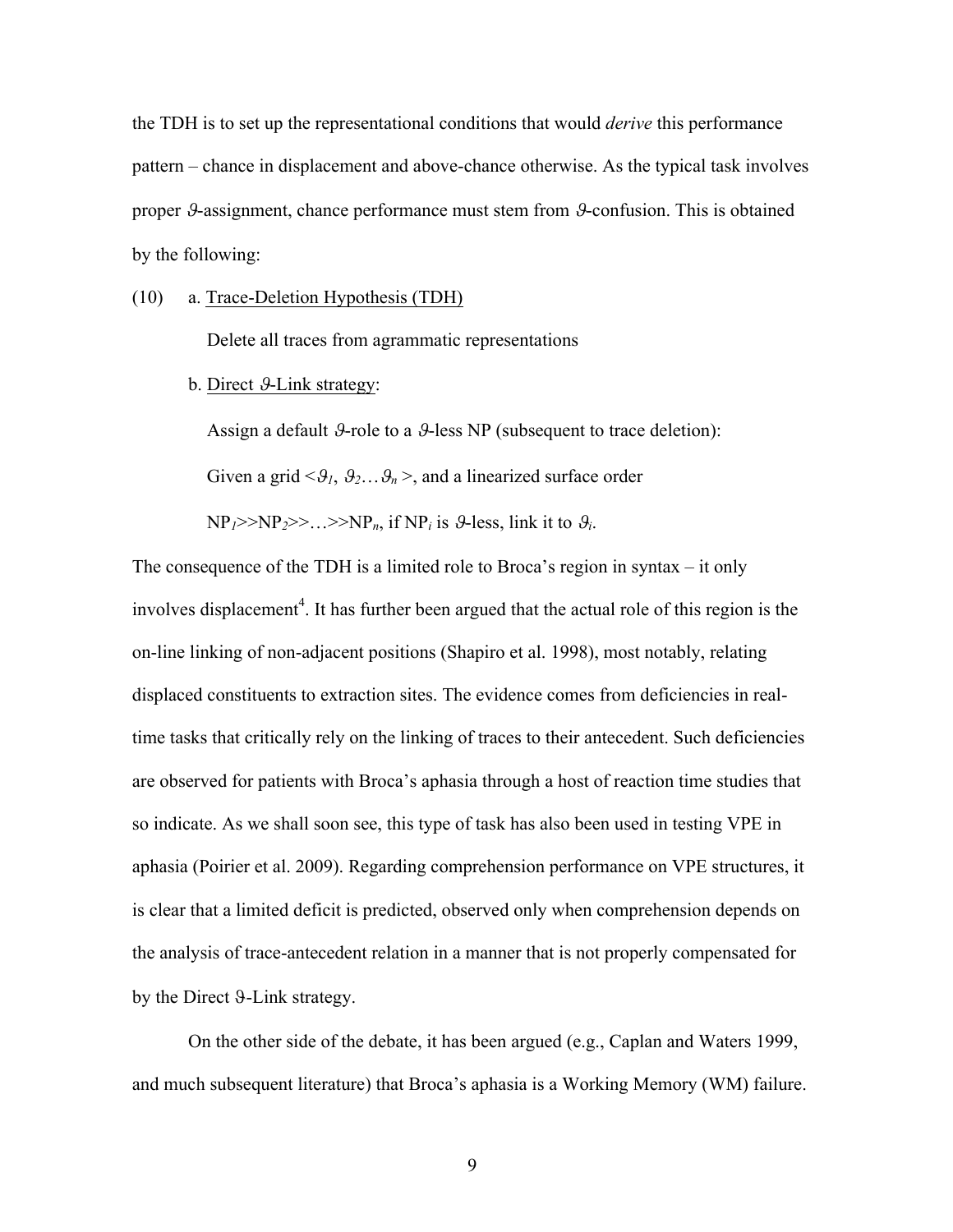the TDH is to set up the representational conditions that would *derive* this performance pattern – chance in displacement and above-chance otherwise. As the typical task involves proper $\vartheta$-assignment, chance performance must stem from $\vartheta$-confusion. This is obtained by the following:

(10) a. Trace-Deletion Hypothesis (TDH)

Delete all traces from agrammatic representations

b. Direct $\vartheta$-Link strategy:

Assign a default $\vartheta$-role to a $\vartheta$-less NP (subsequent to trace deletion):

Given a grid $<\vartheta_1, \vartheta_2 \ldots \vartheta_n>$, and a linearized surface order

$NP_1 >> NP_2 >> \ldots >> NP_n$, if $NP_i$ is $\vartheta$-less, link it to $\vartheta_i$.

The consequence of the TDH is a limited role to Broca's region in syntax – it only involves displacement[4]. It has further been argued that the actual role of this region is the on-line linking of non-adjacent positions (Shapiro et al. 1998), most notably, relating displaced constituents to extraction sites. The evidence comes from deficiencies in real-time tasks that critically rely on the linking of traces to their antecedent. Such deficiencies are observed for patients with Broca's aphasia through a host of reaction time studies that so indicate. As we shall soon see, this type of task has also been used in testing VPE in aphasia (Poirier et al. 2009). Regarding comprehension performance on VPE structures, it is clear that a limited deficit is predicted, observed only when comprehension depends on the analysis of trace-antecedent relation in a manner that is not properly compensated for by the Direct $\vartheta$-Link strategy.

On the other side of the debate, it has been argued (e.g., Caplan and Waters 1999, and much subsequent literature) that Broca's aphasia is a Working Memory (WM) failure.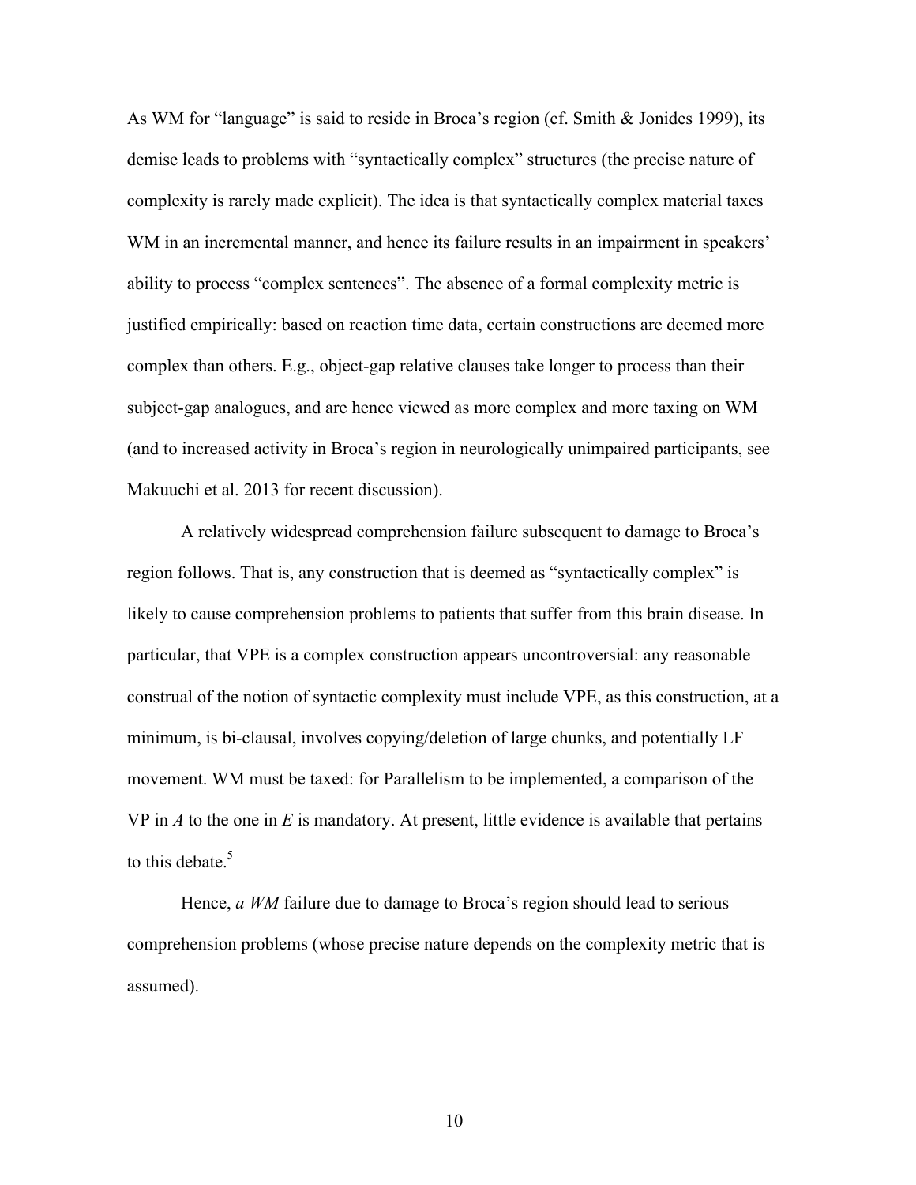As WM for "language" is said to reside in Broca's region (cf. Smith & Jonides 1999), its demise leads to problems with "syntactically complex" structures (the precise nature of complexity is rarely made explicit). The idea is that syntactically complex material taxes WM in an incremental manner, and hence its failure results in an impairment in speakers' ability to process "complex sentences". The absence of a formal complexity metric is justified empirically: based on reaction time data, certain constructions are deemed more complex than others. E.g., object-gap relative clauses take longer to process than their subject-gap analogues, and are hence viewed as more complex and more taxing on WM (and to increased activity in Broca's region in neurologically unimpaired participants, see Makuuchi et al. 2013 for recent discussion).

A relatively widespread comprehension failure subsequent to damage to Broca's region follows. That is, any construction that is deemed as "syntactically complex" is likely to cause comprehension problems to patients that suffer from this brain disease. In particular, that VPE is a complex construction appears uncontroversial: any reasonable construal of the notion of syntactic complexity must include VPE, as this construction, at a minimum, is bi-clausal, involves copying/deletion of large chunks, and potentially LF movement. WM must be taxed: for Parallelism to be implemented, a comparison of the VP in *A* to the one in *E* is mandatory. At present, little evidence is available that pertains to this debate.[5]

Hence, *a WM* failure due to damage to Broca's region should lead to serious comprehension problems (whose precise nature depends on the complexity metric that is assumed).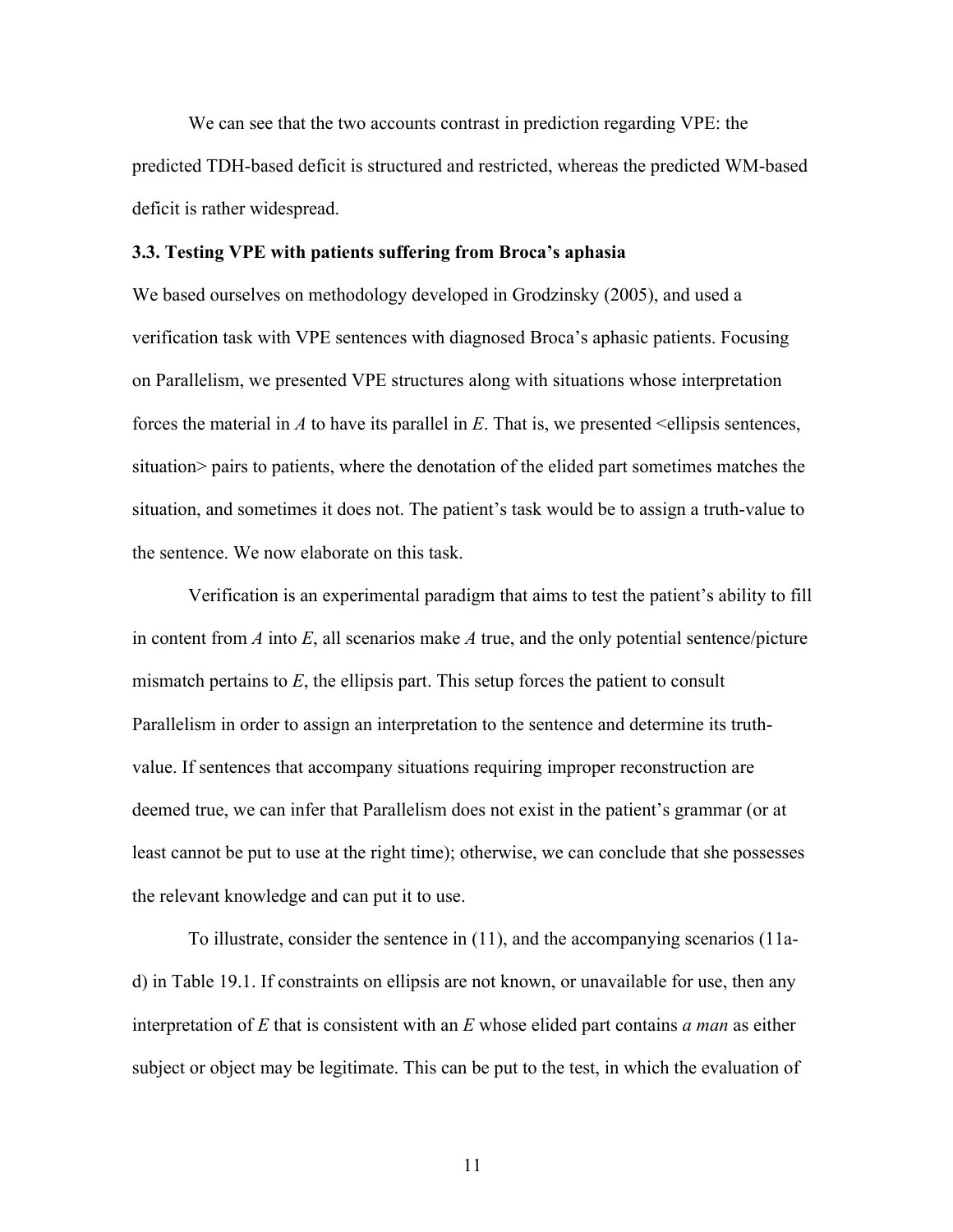We can see that the two accounts contrast in prediction regarding VPE: the predicted TDH-based deficit is structured and restricted, whereas the predicted WM-based deficit is rather widespread.

### 3.3. Testing VPE with patients suffering from Broca's aphasia

We based ourselves on methodology developed in Grodzinsky (2005), and used a verification task with VPE sentences with diagnosed Broca's aphasic patients. Focusing on Parallelism, we presented VPE structures along with situations whose interpretation forces the material in *A* to have its parallel in *E*. That is, we presented <ellipsis sentences, situation> pairs to patients, where the denotation of the elided part sometimes matches the situation, and sometimes it does not. The patient's task would be to assign a truth-value to the sentence. We now elaborate on this task.

Verification is an experimental paradigm that aims to test the patient's ability to fill in content from *A* into *E*, all scenarios make *A* true, and the only potential sentence/picture mismatch pertains to *E*, the ellipsis part. This setup forces the patient to consult Parallelism in order to assign an interpretation to the sentence and determine its truth-value. If sentences that accompany situations requiring improper reconstruction are deemed true, we can infer that Parallelism does not exist in the patient's grammar (or at least cannot be put to use at the right time); otherwise, we can conclude that she possesses the relevant knowledge and can put it to use.

To illustrate, consider the sentence in (11), and the accompanying scenarios (11a-d) in Table 19.1. If constraints on ellipsis are not known, or unavailable for use, then any interpretation of *E* that is consistent with an *E* whose elided part contains *a man* as either subject or object may be legitimate. This can be put to the test, in which the evaluation of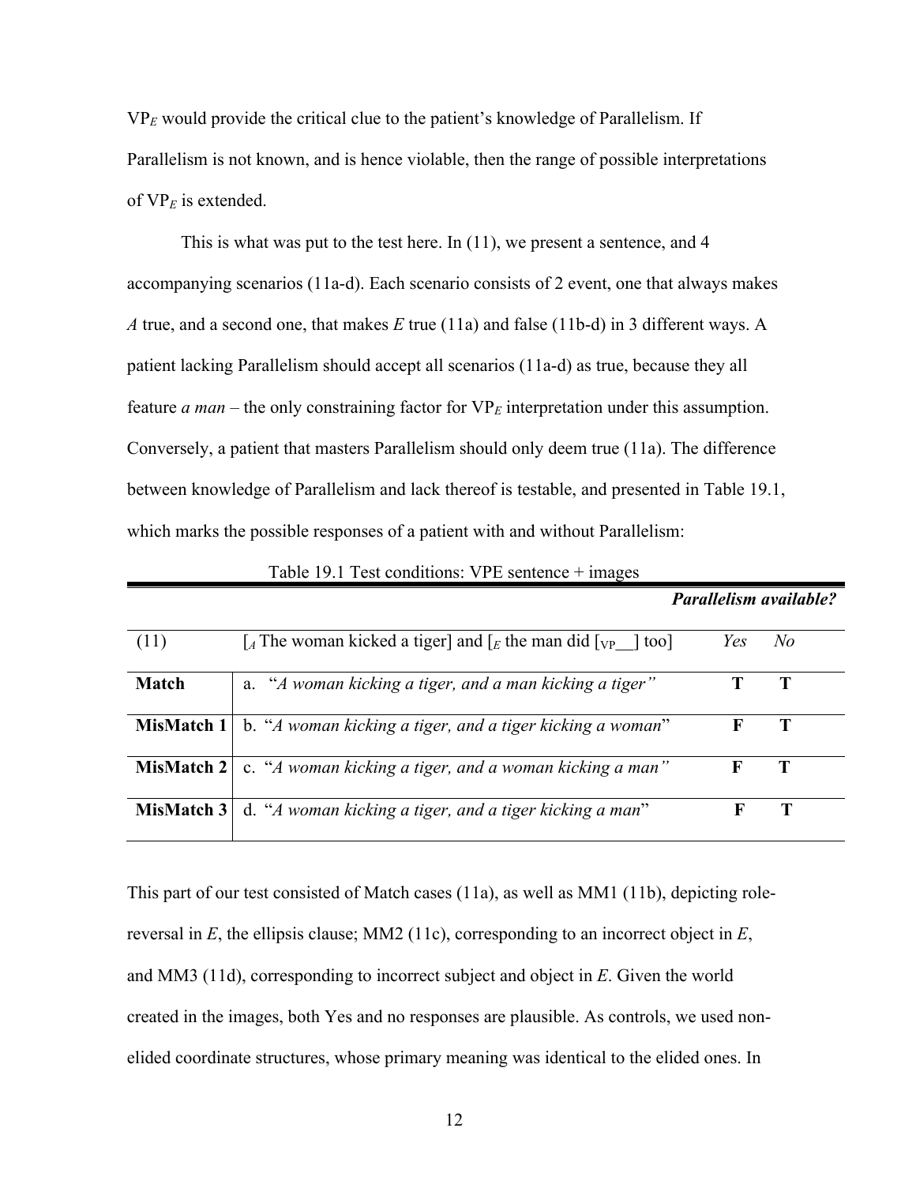$VP_E$ would provide the critical clue to the patient's knowledge of Parallelism. If Parallelism is not known, and is hence violable, then the range of possible interpretations of $VP_E$ is extended.

This is what was put to the test here. In (11), we present a sentence, and 4 accompanying scenarios (11a-d). Each scenario consists of 2 event, one that always makes *A* true, and a second one, that makes *E* true (11a) and false (11b-d) in 3 different ways. A patient lacking Parallelism should accept all scenarios (11a-d) as true, because they all feature *a man* – the only constraining factor for $VP_E$ interpretation under this assumption. Conversely, a patient that masters Parallelism should only deem true (11a). The difference between knowledge of Parallelism and lack thereof is testable, and presented in Table 19.1, which marks the possible responses of a patient with and without Parallelism:

Table 19.1 Test conditions: VPE sentence + images

| | | ***Parallelism available?*** | |
|---|---|---|---|
| (11) | [$_A$ The woman kicked a tiger] and [$_E$ the man did [$_{VP}$\_\_] too] | *Yes* | *No* |
| **Match** | a. "*A woman kicking a tiger, and a man kicking a tiger"* | **T** | **T** |
| **MisMatch 1** | b. "*A woman kicking a tiger, and a tiger kicking a woman*" | **F** | **T** |
| **MisMatch 2** | c. "*A woman kicking a tiger, and a woman kicking a man"* | **F** | **T** |
| **MisMatch 3** | d. "*A woman kicking a tiger, and a tiger kicking a man*" | **F** | **T** |

This part of our test consisted of Match cases (11a), as well as MM1 (11b), depicting role-reversal in *E*, the ellipsis clause; MM2 (11c), corresponding to an incorrect object in *E*, and MM3 (11d), corresponding to incorrect subject and object in *E*. Given the world created in the images, both Yes and no responses are plausible. As controls, we used non-elided coordinate structures, whose primary meaning was identical to the elided ones. In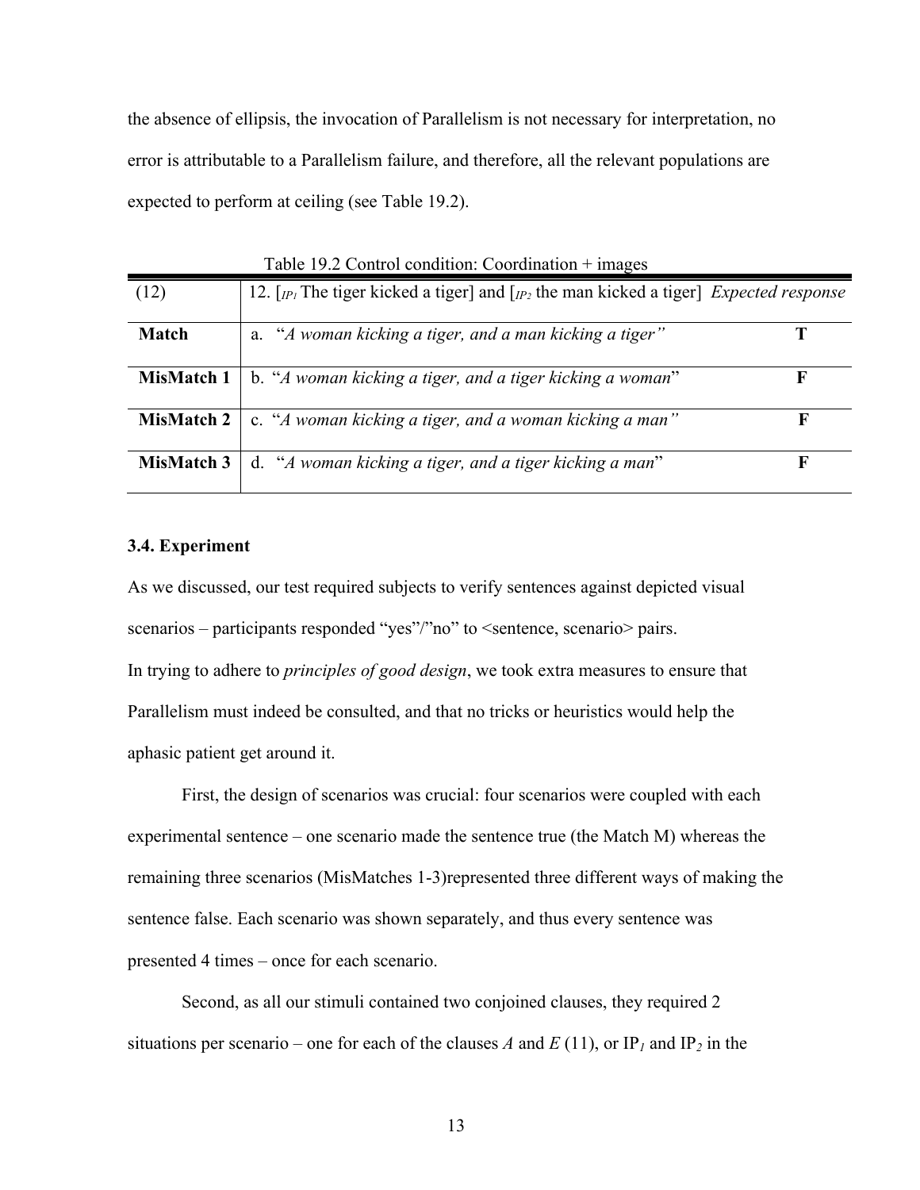the absence of ellipsis, the invocation of Parallelism is not necessary for interpretation, no error is attributable to a Parallelism failure, and therefore, all the relevant populations are expected to perform at ceiling (see Table 19.2).

Table 19.2 Control condition: Coordination + images

| (12) | 12. [$_{IP_1}$ The tiger kicked a tiger] and [$_{IP_2}$ the man kicked a tiger] | *Expected response* |
|---|---|---|
| **Match** | a. "*A woman kicking a tiger, and a man kicking a tiger"* | **T** |
| **MisMatch 1** | b. "*A woman kicking a tiger, and a tiger kicking a woman*" | **F** |
| **MisMatch 2** | c. "*A woman kicking a tiger, and a woman kicking a man"* | **F** |
| **MisMatch 3** | d. "*A woman kicking a tiger, and a tiger kicking a man*" | **F** |

### 3.4. Experiment

As we discussed, our test required subjects to verify sentences against depicted visual scenarios – participants responded "yes"/"no" to <sentence, scenario> pairs.
In trying to adhere to *principles of good design*, we took extra measures to ensure that Parallelism must indeed be consulted, and that no tricks or heuristics would help the aphasic patient get around it.

First, the design of scenarios was crucial: four scenarios were coupled with each experimental sentence – one scenario made the sentence true (the Match M) whereas the remaining three scenarios (MisMatches 1-3)represented three different ways of making the sentence false. Each scenario was shown separately, and thus every sentence was presented 4 times – once for each scenario.

Second, as all our stimuli contained two conjoined clauses, they required 2 situations per scenario – one for each of the clauses *A* and *E* (11), or IP$_1$ and IP$_2$ in the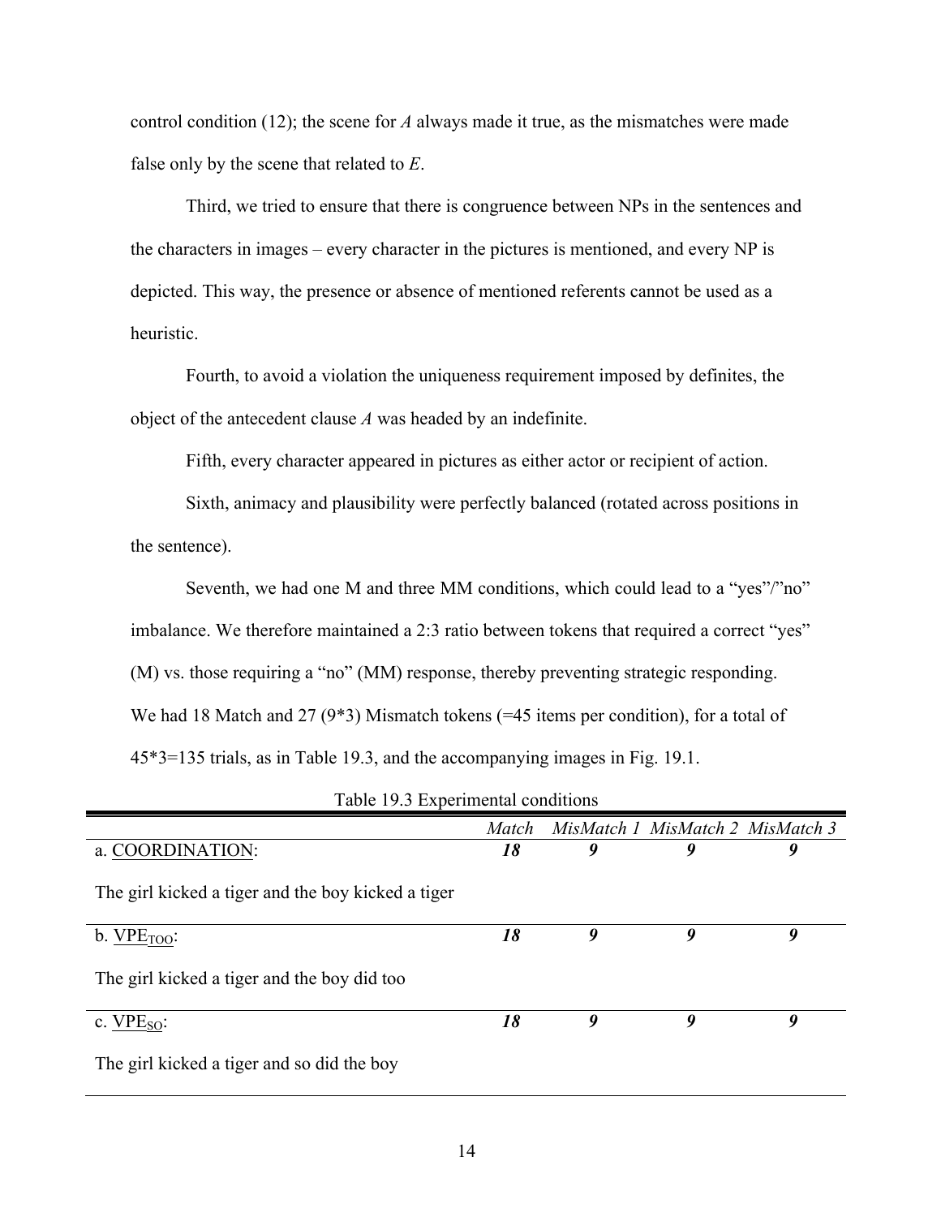control condition (12); the scene for *A* always made it true, as the mismatches were made false only by the scene that related to *E*.

Third, we tried to ensure that there is congruence between NPs in the sentences and the characters in images – every character in the pictures is mentioned, and every NP is depicted. This way, the presence or absence of mentioned referents cannot be used as a heuristic.

Fourth, to avoid a violation the uniqueness requirement imposed by definites, the object of the antecedent clause *A* was headed by an indefinite.

Fifth, every character appeared in pictures as either actor or recipient of action.

Sixth, animacy and plausibility were perfectly balanced (rotated across positions in the sentence).

Seventh, we had one M and three MM conditions, which could lead to a "yes"/"no" imbalance. We therefore maintained a 2:3 ratio between tokens that required a correct "yes" (M) vs. those requiring a "no" (MM) response, thereby preventing strategic responding. We had 18 Match and 27 (9*3) Mismatch tokens (=45 items per condition), for a total of 45*3=135 trials, as in Table 19.3, and the accompanying images in Fig. 19.1.

Table 19.3 Experimental conditions

| | *Match* | *MisMatch 1* | *MisMatch 2* | *MisMatch 3* |
|---|---|---|---|---|
| a. COORDINATION: The girl kicked a tiger and the boy kicked a tiger | ***18*** | ***9*** | ***9*** | ***9*** |
| b. $\text{VPE}_{\text{TOO}}$: The girl kicked a tiger and the boy did too | ***18*** | ***9*** | ***9*** | ***9*** |
| c. $\text{VPE}_{\text{SO}}$: The girl kicked a tiger and so did the boy | ***18*** | ***9*** | ***9*** | ***9*** |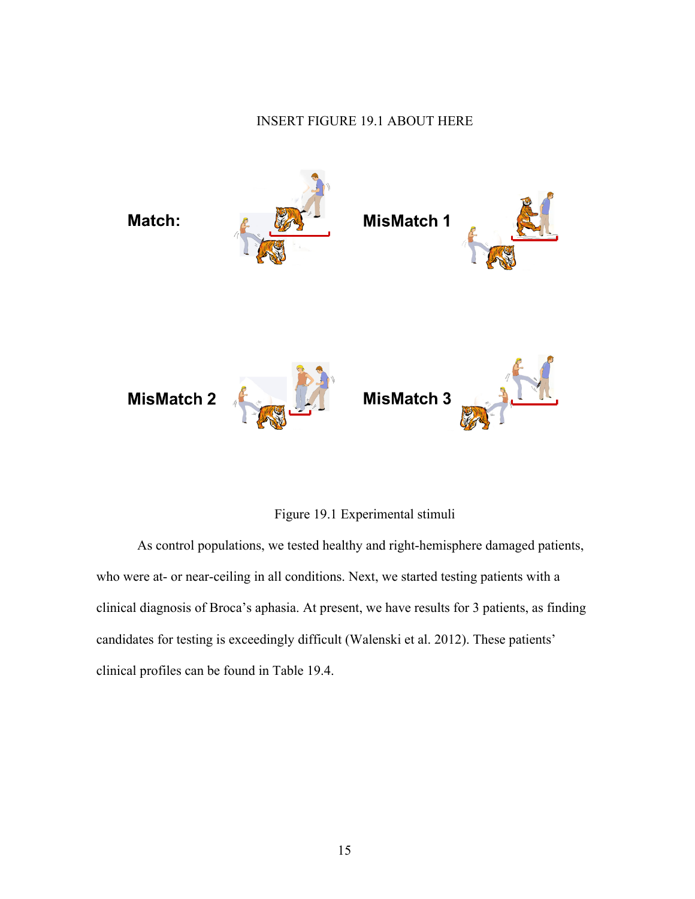INSERT FIGURE 19.1 ABOUT HERE

Match:

MisMatch 1

MisMatch 2

MisMatch 3

Figure 19.1 Experimental stimuli

As control populations, we tested healthy and right-hemisphere damaged patients, who were at- or near-ceiling in all conditions. Next, we started testing patients with a clinical diagnosis of Broca's aphasia. At present, we have results for 3 patients, as finding candidates for testing is exceedingly difficult (Walenski et al. 2012). These patients' clinical profiles can be found in Table 19.4.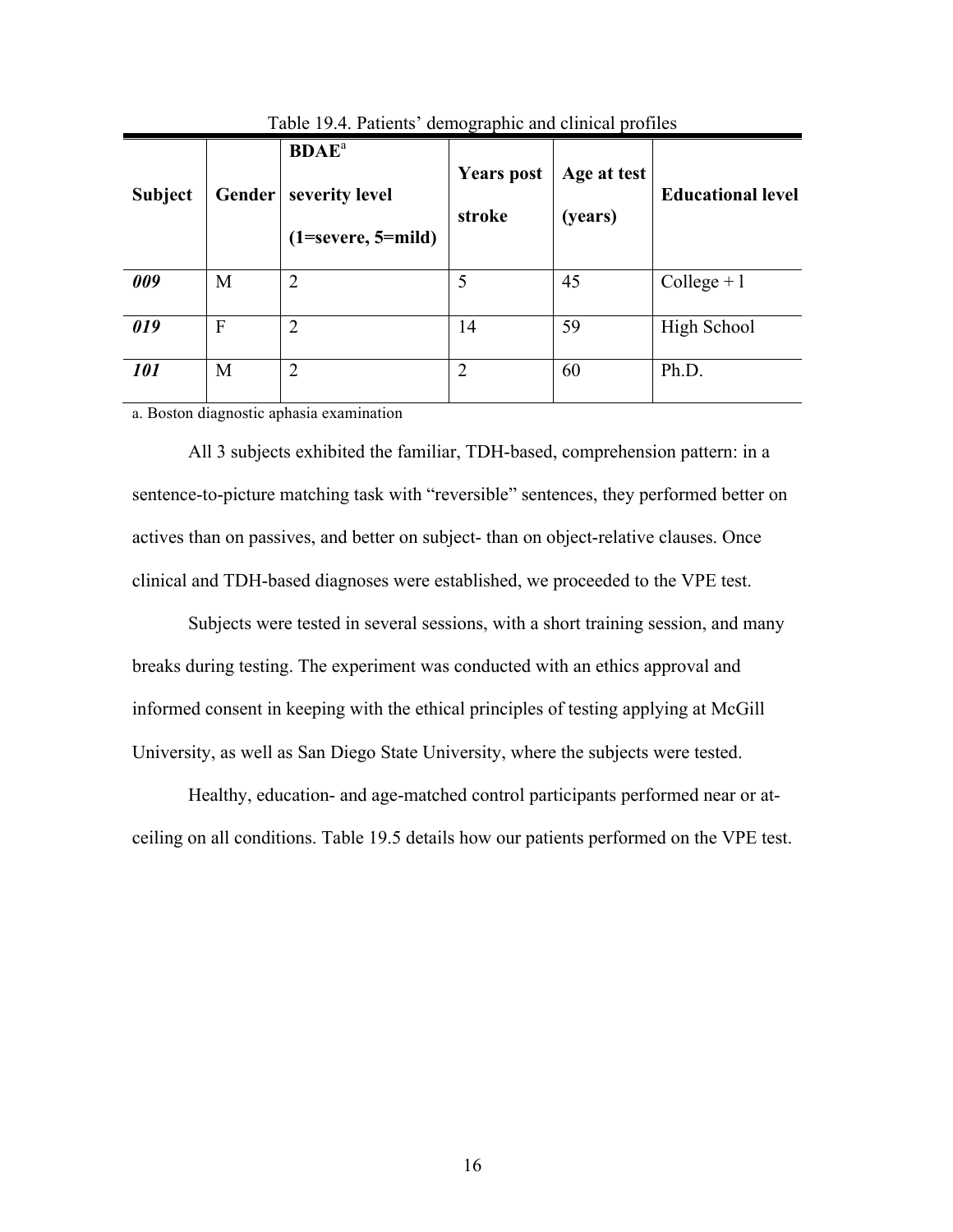Table 19.4. Patients' demographic and clinical profiles

| Subject | Gender | BDAE[a] severity level (1=severe, 5=mild) | Years post stroke | Age at test (years) | Educational level |
|---|---|---|---|---|---|
| ***009*** | M | 2 | 5 | 45 | College + 1 |
| ***019*** | F | 2 | 14 | 59 | High School |
| ***101*** | M | 2 | 2 | 60 | Ph.D. |

a. Boston diagnostic aphasia examination

All 3 subjects exhibited the familiar, TDH-based, comprehension pattern: in a sentence-to-picture matching task with "reversible" sentences, they performed better on actives than on passives, and better on subject- than on object-relative clauses. Once clinical and TDH-based diagnoses were established, we proceeded to the VPE test.

Subjects were tested in several sessions, with a short training session, and many breaks during testing. The experiment was conducted with an ethics approval and informed consent in keeping with the ethical principles of testing applying at McGill University, as well as San Diego State University, where the subjects were tested.

Healthy, education- and age-matched control participants performed near or at-ceiling on all conditions. Table 19.5 details how our patients performed on the VPE test.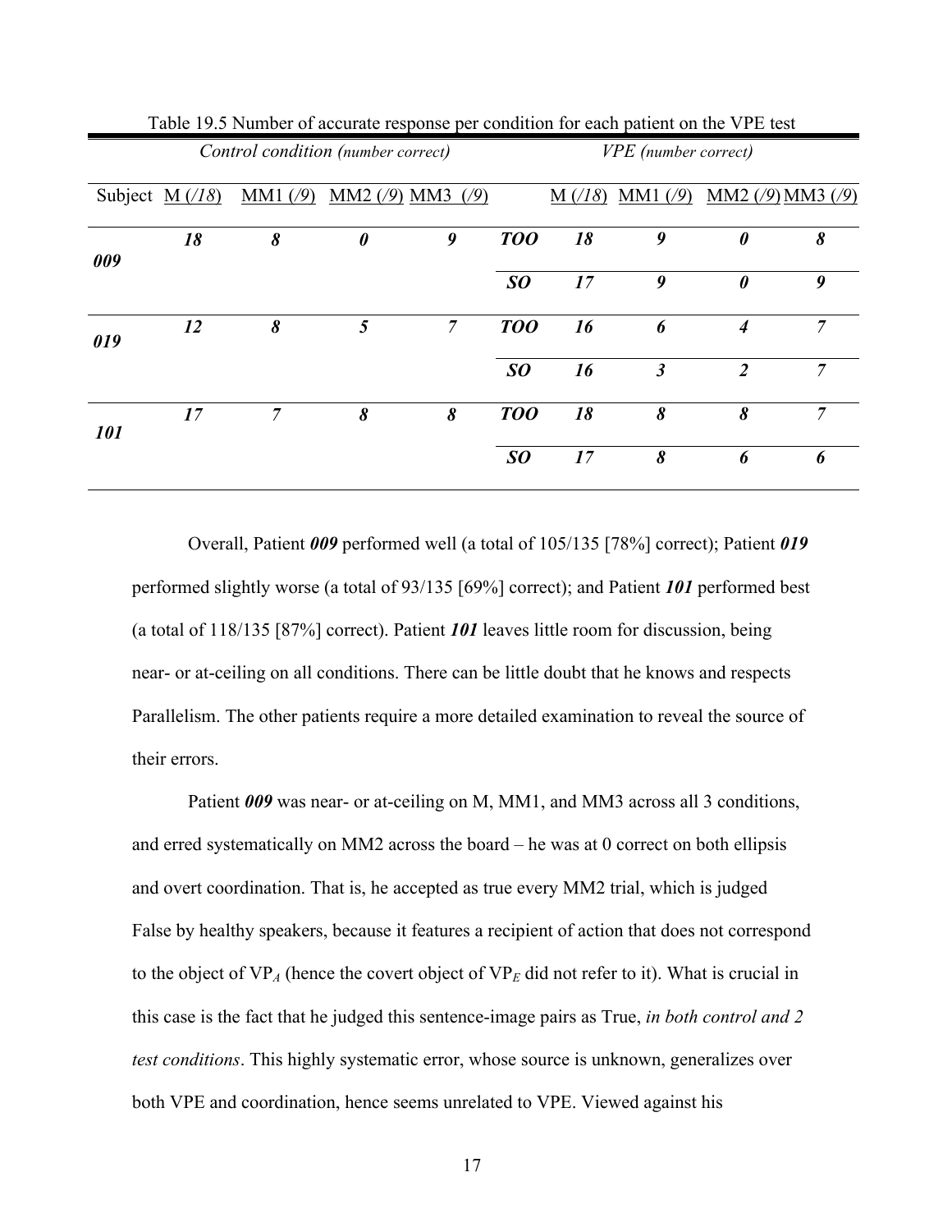Table 19.5 Number of accurate response per condition for each patient on the VPE test

| | *Control condition (number correct)* | | | | | *VPE (number correct)* | | | |
|---|---|---|---|---|---|---|---|---|---|
| Subject | M (*/18*) | MM1 (*/9*) | MM2 (*/9*) | MM3 (*/9*) | | M (*/18*) | MM1 (*/9*) | MM2 (*/9*) | MM3 (*/9*) |
| ***009*** | ***18*** | ***8*** | ***0*** | ***9*** | ***TOO*** | ***18*** | ***9*** | ***0*** | ***8*** |
| | | | | | ***SO*** | ***17*** | ***9*** | ***0*** | ***9*** |
| ***019*** | ***12*** | ***8*** | ***5*** | ***7*** | ***TOO*** | ***16*** | ***6*** | ***4*** | ***7*** |
| | | | | | ***SO*** | ***16*** | ***3*** | ***2*** | ***7*** |
| ***101*** | ***17*** | ***7*** | ***8*** | ***8*** | ***TOO*** | ***18*** | ***8*** | ***8*** | ***7*** |
| | | | | | ***SO*** | ***17*** | ***8*** | ***6*** | ***6*** |

Overall, Patient ***009*** performed well (a total of 105/135 [78%] correct); Patient ***019*** performed slightly worse (a total of 93/135 [69%] correct); and Patient ***101*** performed best (a total of 118/135 [87%] correct). Patient ***101*** leaves little room for discussion, being near- or at-ceiling on all conditions. There can be little doubt that he knows and respects Parallelism. The other patients require a more detailed examination to reveal the source of their errors.

Patient ***009*** was near- or at-ceiling on M, MM1, and MM3 across all 3 conditions, and erred systematically on MM2 across the board – he was at 0 correct on both ellipsis and overt coordination. That is, he accepted as true every MM2 trial, which is judged False by healthy speakers, because it features a recipient of action that does not correspond to the object of $VP_A$ (hence the covert object of $VP_E$ did not refer to it). What is crucial in this case is the fact that he judged this sentence-image pairs as True, *in both control and 2 test conditions*. This highly systematic error, whose source is unknown, generalizes over both VPE and coordination, hence seems unrelated to VPE. Viewed against his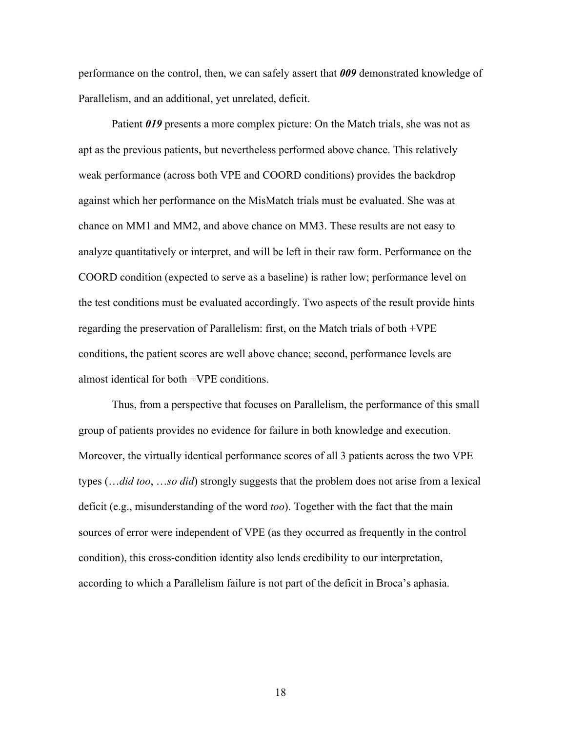performance on the control, then, we can safely assert that ***009*** demonstrated knowledge of Parallelism, and an additional, yet unrelated, deficit.

Patient ***019*** presents a more complex picture: On the Match trials, she was not as apt as the previous patients, but nevertheless performed above chance. This relatively weak performance (across both VPE and COORD conditions) provides the backdrop against which her performance on the MisMatch trials must be evaluated. She was at chance on MM1 and MM2, and above chance on MM3. These results are not easy to analyze quantitatively or interpret, and will be left in their raw form. Performance on the COORD condition (expected to serve as a baseline) is rather low; performance level on the test conditions must be evaluated accordingly. Two aspects of the result provide hints regarding the preservation of Parallelism: first, on the Match trials of both +VPE conditions, the patient scores are well above chance; second, performance levels are almost identical for both +VPE conditions.

Thus, from a perspective that focuses on Parallelism, the performance of this small group of patients provides no evidence for failure in both knowledge and execution. Moreover, the virtually identical performance scores of all 3 patients across the two VPE types (…*did too*, …*so did*) strongly suggests that the problem does not arise from a lexical deficit (e.g., misunderstanding of the word *too*). Together with the fact that the main sources of error were independent of VPE (as they occurred as frequently in the control condition), this cross-condition identity also lends credibility to our interpretation, according to which a Parallelism failure is not part of the deficit in Broca's aphasia.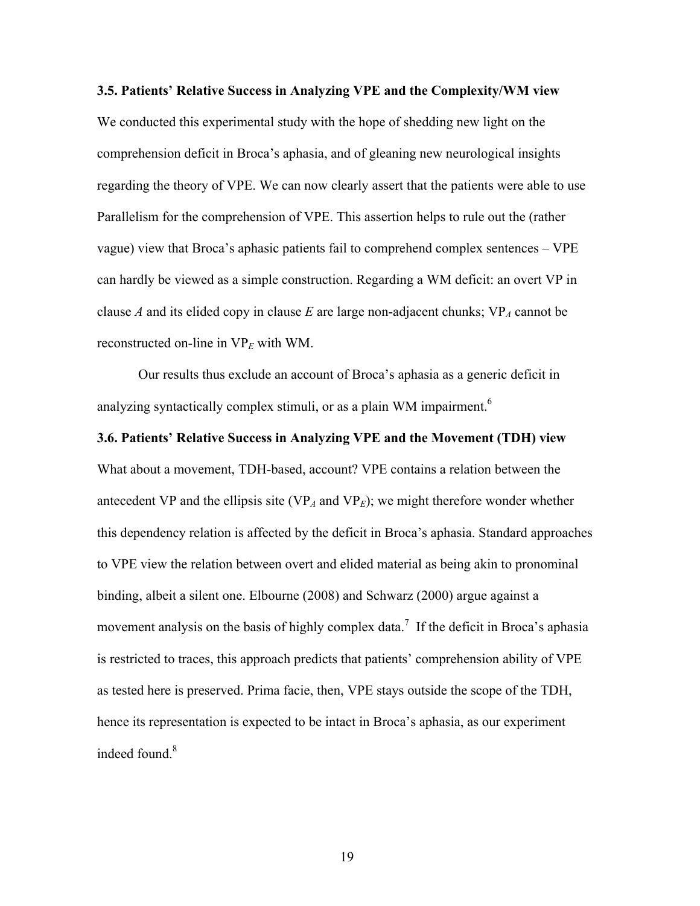### 3.5. Patients' Relative Success in Analyzing VPE and the Complexity/WM view

We conducted this experimental study with the hope of shedding new light on the comprehension deficit in Broca's aphasia, and of gleaning new neurological insights regarding the theory of VPE. We can now clearly assert that the patients were able to use Parallelism for the comprehension of VPE. This assertion helps to rule out the (rather vague) view that Broca's aphasic patients fail to comprehend complex sentences – VPE can hardly be viewed as a simple construction. Regarding a WM deficit: an overt VP in clause *A* and its elided copy in clause *E* are large non-adjacent chunks; $VP_A$ cannot be reconstructed on-line in $VP_E$ with WM.

Our results thus exclude an account of Broca's aphasia as a generic deficit in analyzing syntactically complex stimuli, or as a plain WM impairment.[6]

### 3.6. Patients' Relative Success in Analyzing VPE and the Movement (TDH) view

What about a movement, TDH-based, account? VPE contains a relation between the antecedent VP and the ellipsis site ($VP_A$ and $VP_E$); we might therefore wonder whether this dependency relation is affected by the deficit in Broca's aphasia. Standard approaches to VPE view the relation between overt and elided material as being akin to pronominal binding, albeit a silent one. Elbourne (2008) and Schwarz (2000) argue against a movement analysis on the basis of highly complex data.[7] If the deficit in Broca's aphasia is restricted to traces, this approach predicts that patients' comprehension ability of VPE as tested here is preserved. Prima facie, then, VPE stays outside the scope of the TDH, hence its representation is expected to be intact in Broca's aphasia, as our experiment indeed found.[8]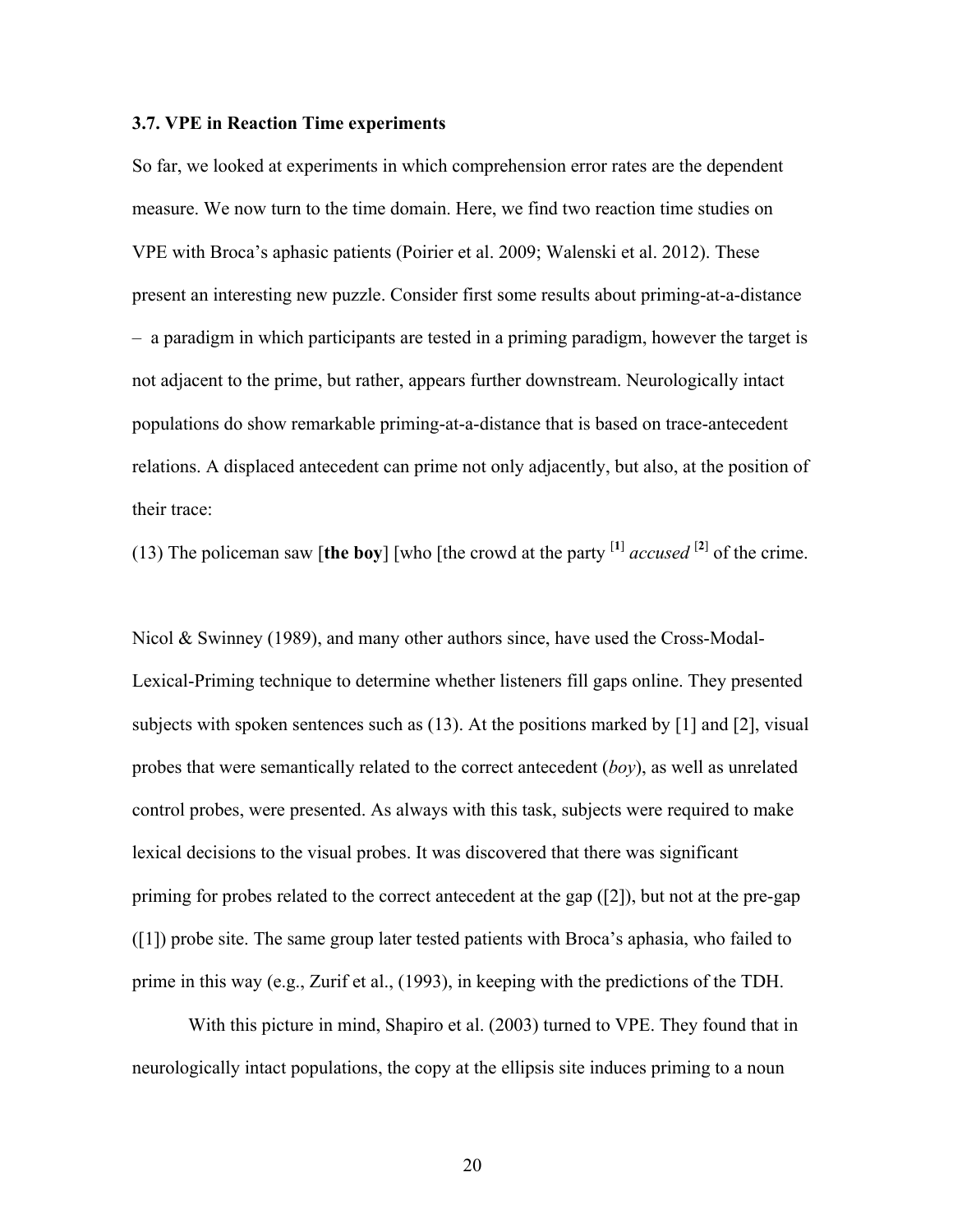### 3.7. VPE in Reaction Time experiments

So far, we looked at experiments in which comprehension error rates are the dependent measure. We now turn to the time domain. Here, we find two reaction time studies on VPE with Broca's aphasic patients (Poirier et al. 2009; Walenski et al. 2012). These present an interesting new puzzle. Consider first some results about priming-at-a-distance – a paradigm in which participants are tested in a priming paradigm, however the target is not adjacent to the prime, but rather, appears further downstream. Neurologically intact populations do show remarkable priming-at-a-distance that is based on trace-antecedent relations. A displaced antecedent can prime not only adjacently, but also, at the position of their trace:

(13) The policeman saw [**the boy**] [who [the crowd at the party [**1**] *accused* [**2**] of the crime.

Nicol & Swinney (1989), and many other authors since, have used the Cross-Modal-Lexical-Priming technique to determine whether listeners fill gaps online. They presented subjects with spoken sentences such as (13). At the positions marked by [1] and [2], visual probes that were semantically related to the correct antecedent (*boy*), as well as unrelated control probes, were presented. As always with this task, subjects were required to make lexical decisions to the visual probes. It was discovered that there was significant priming for probes related to the correct antecedent at the gap ([2]), but not at the pre-gap ([1]) probe site. The same group later tested patients with Broca's aphasia, who failed to prime in this way (e.g., Zurif et al., (1993), in keeping with the predictions of the TDH.

With this picture in mind, Shapiro et al. (2003) turned to VPE. They found that in neurologically intact populations, the copy at the ellipsis site induces priming to a noun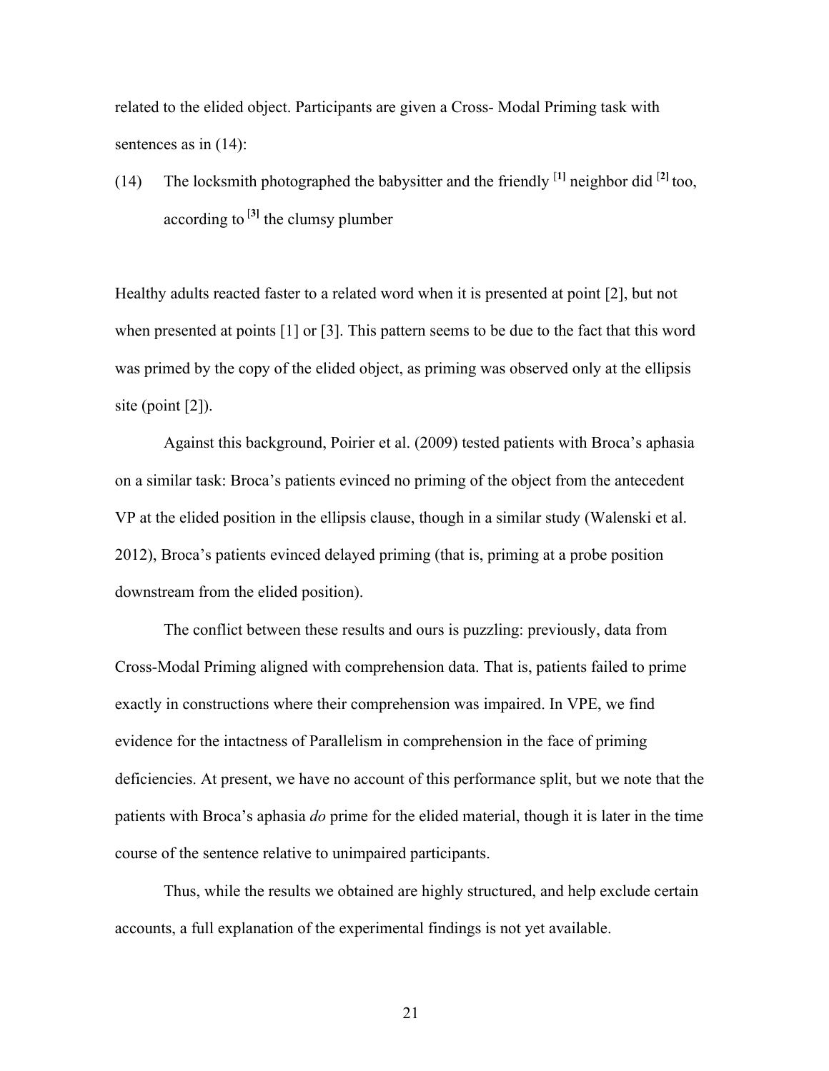related to the elided object. Participants are given a Cross- Modal Priming task with sentences as in (14):

(14) The locksmith photographed the babysitter and the friendly [1] neighbor did [2] too, according to [3] the clumsy plumber

Healthy adults reacted faster to a related word when it is presented at point [2], but not when presented at points [1] or [3]. This pattern seems to be due to the fact that this word was primed by the copy of the elided object, as priming was observed only at the ellipsis site (point [2]).

Against this background, Poirier et al. (2009) tested patients with Broca's aphasia on a similar task: Broca's patients evinced no priming of the object from the antecedent VP at the elided position in the ellipsis clause, though in a similar study (Walenski et al. 2012), Broca's patients evinced delayed priming (that is, priming at a probe position downstream from the elided position).

The conflict between these results and ours is puzzling: previously, data from Cross-Modal Priming aligned with comprehension data. That is, patients failed to prime exactly in constructions where their comprehension was impaired. In VPE, we find evidence for the intactness of Parallelism in comprehension in the face of priming deficiencies. At present, we have no account of this performance split, but we note that the patients with Broca's aphasia *do* prime for the elided material, though it is later in the time course of the sentence relative to unimpaired participants.

Thus, while the results we obtained are highly structured, and help exclude certain accounts, a full explanation of the experimental findings is not yet available.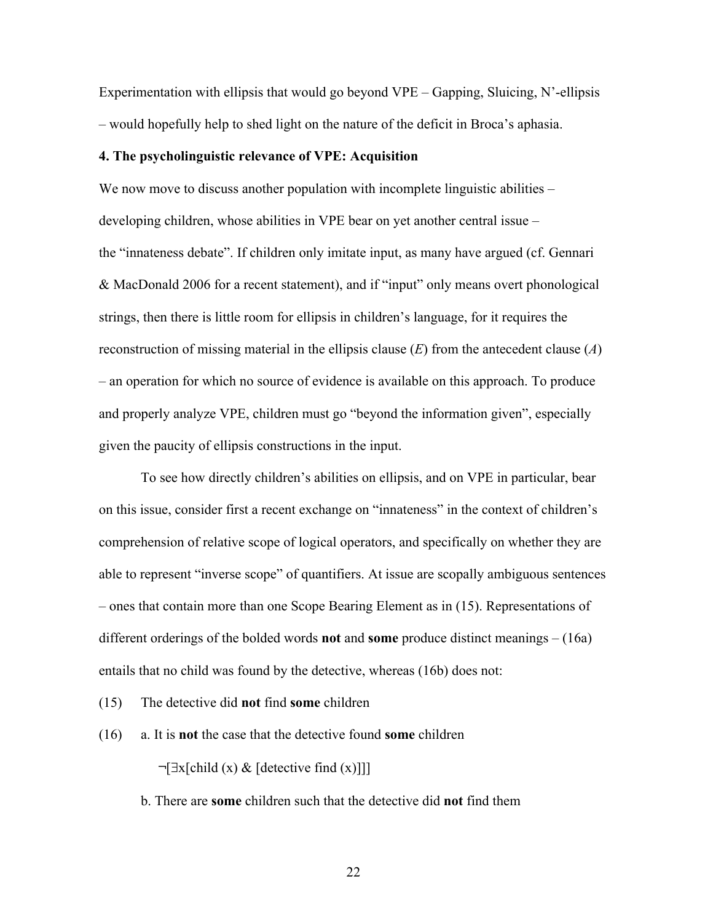Experimentation with ellipsis that would go beyond VPE – Gapping, Sluicing, N'-ellipsis – would hopefully help to shed light on the nature of the deficit in Broca's aphasia.

### 4. The psycholinguistic relevance of VPE: Acquisition

We now move to discuss another population with incomplete linguistic abilities – developing children, whose abilities in VPE bear on yet another central issue – the "innateness debate". If children only imitate input, as many have argued (cf. Gennari & MacDonald 2006 for a recent statement), and if "input" only means overt phonological strings, then there is little room for ellipsis in children's language, for it requires the reconstruction of missing material in the ellipsis clause (*E*) from the antecedent clause (*A*) – an operation for which no source of evidence is available on this approach. To produce and properly analyze VPE, children must go "beyond the information given", especially given the paucity of ellipsis constructions in the input.

To see how directly children's abilities on ellipsis, and on VPE in particular, bear on this issue, consider first a recent exchange on "innateness" in the context of children's comprehension of relative scope of logical operators, and specifically on whether they are able to represent "inverse scope" of quantifiers. At issue are scopally ambiguous sentences – ones that contain more than one Scope Bearing Element as in (15). Representations of different orderings of the bolded words **not** and **some** produce distinct meanings – (16a) entails that no child was found by the detective, whereas (16b) does not:

(15) The detective did **not** find **some** children

(16) a. It is **not** the case that the detective found **some** children

$\neg[\exists x[\text{child}(x) \ \& \ [\text{detective find}(x)]]]$

b. There are **some** children such that the detective did **not** find them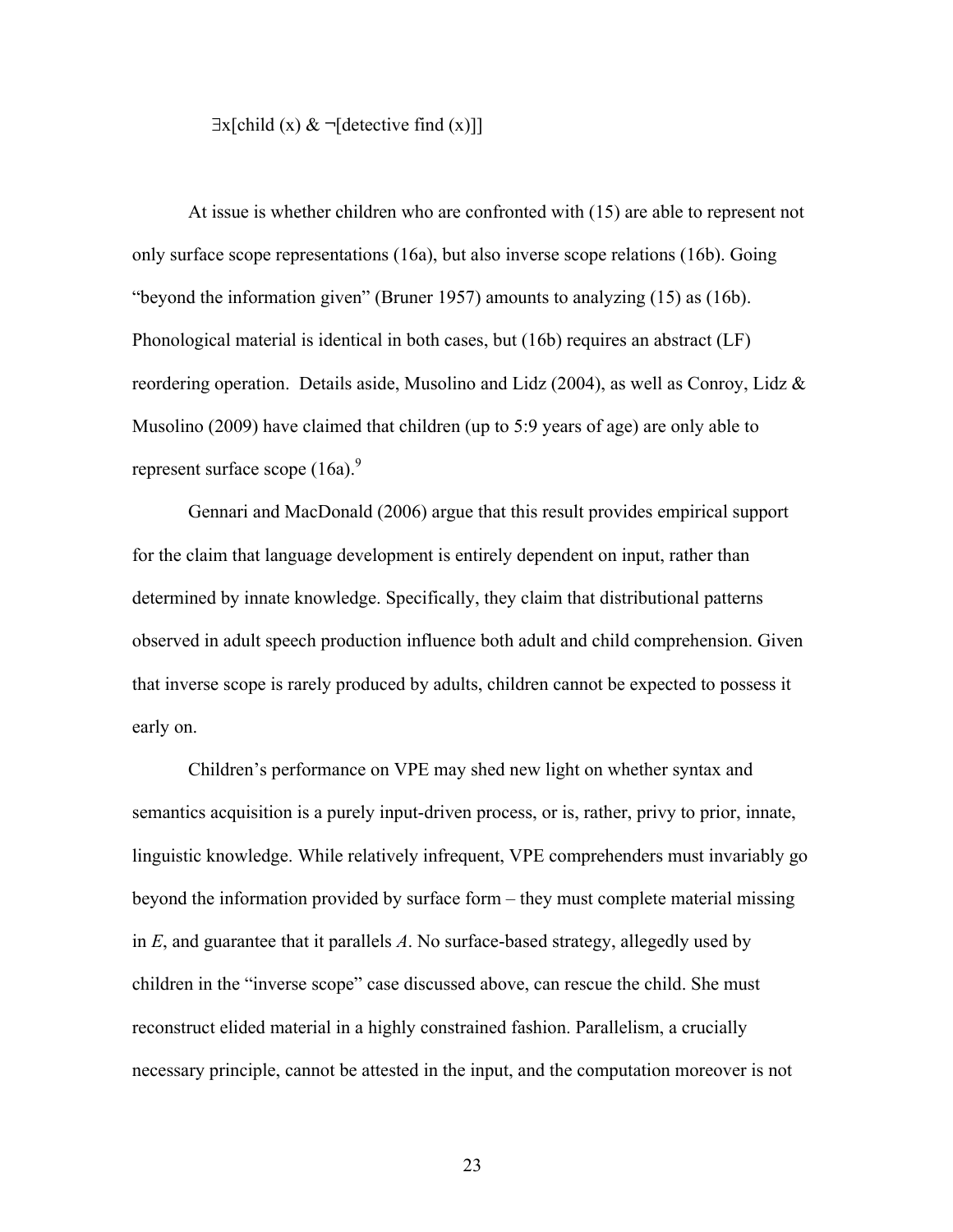$\exists x[\text{child}(x) \;\&\; \neg[\text{detective find}(x)]]$

At issue is whether children who are confronted with (15) are able to represent not only surface scope representations (16a), but also inverse scope relations (16b). Going "beyond the information given" (Bruner 1957) amounts to analyzing (15) as (16b). Phonological material is identical in both cases, but (16b) requires an abstract (LF) reordering operation. Details aside, Musolino and Lidz (2004), as well as Conroy, Lidz & Musolino (2009) have claimed that children (up to 5:9 years of age) are only able to represent surface scope (16a).[9]

Gennari and MacDonald (2006) argue that this result provides empirical support for the claim that language development is entirely dependent on input, rather than determined by innate knowledge. Specifically, they claim that distributional patterns observed in adult speech production influence both adult and child comprehension. Given that inverse scope is rarely produced by adults, children cannot be expected to possess it early on.

Children's performance on VPE may shed new light on whether syntax and semantics acquisition is a purely input-driven process, or is, rather, privy to prior, innate, linguistic knowledge. While relatively infrequent, VPE comprehenders must invariably go beyond the information provided by surface form – they must complete material missing in *E*, and guarantee that it parallels *A*. No surface-based strategy, allegedly used by children in the "inverse scope" case discussed above, can rescue the child. She must reconstruct elided material in a highly constrained fashion. Parallelism, a crucially necessary principle, cannot be attested in the input, and the computation moreover is not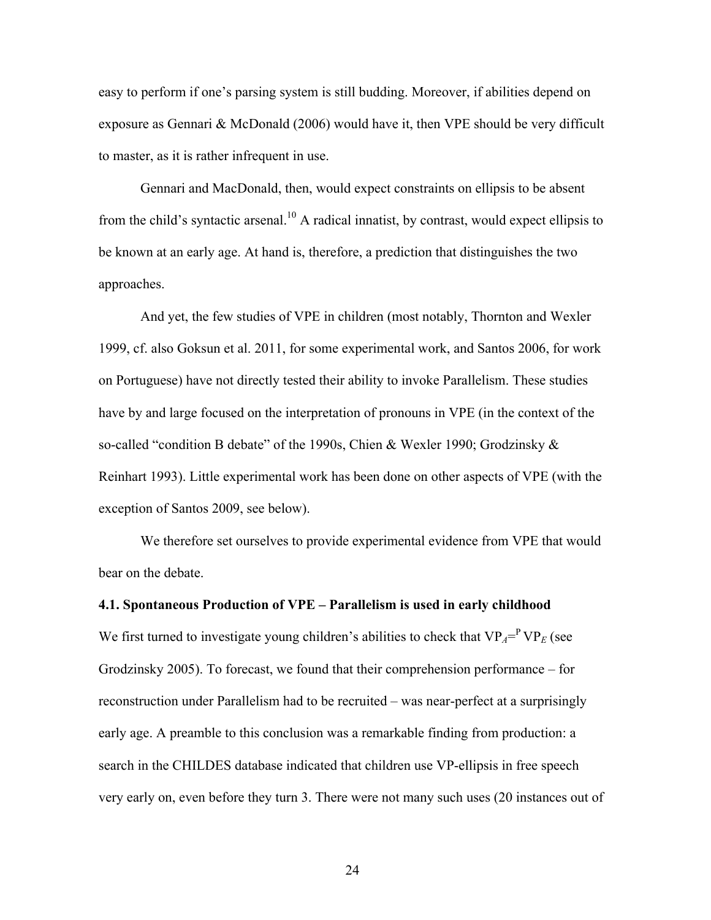easy to perform if one's parsing system is still budding. Moreover, if abilities depend on exposure as Gennari & McDonald (2006) would have it, then VPE should be very difficult to master, as it is rather infrequent in use.

Gennari and MacDonald, then, would expect constraints on ellipsis to be absent from the child's syntactic arsenal.[10] A radical innatist, by contrast, would expect ellipsis to be known at an early age. At hand is, therefore, a prediction that distinguishes the two approaches.

And yet, the few studies of VPE in children (most notably, Thornton and Wexler 1999, cf. also Goksun et al. 2011, for some experimental work, and Santos 2006, for work on Portuguese) have not directly tested their ability to invoke Parallelism. These studies have by and large focused on the interpretation of pronouns in VPE (in the context of the so-called "condition B debate" of the 1990s, Chien & Wexler 1990; Grodzinsky & Reinhart 1993). Little experimental work has been done on other aspects of VPE (with the exception of Santos 2009, see below).

We therefore set ourselves to provide experimental evidence from VPE that would bear on the debate.

**4.1. Spontaneous Production of VPE – Parallelism is used in early childhood**

We first turned to investigate young children's abilities to check that $VP_A =^{P} VP_E$ (see Grodzinsky 2005). To forecast, we found that their comprehension performance – for reconstruction under Parallelism had to be recruited – was near-perfect at a surprisingly early age. A preamble to this conclusion was a remarkable finding from production: a search in the CHILDES database indicated that children use VP-ellipsis in free speech very early on, even before they turn 3. There were not many such uses (20 instances out of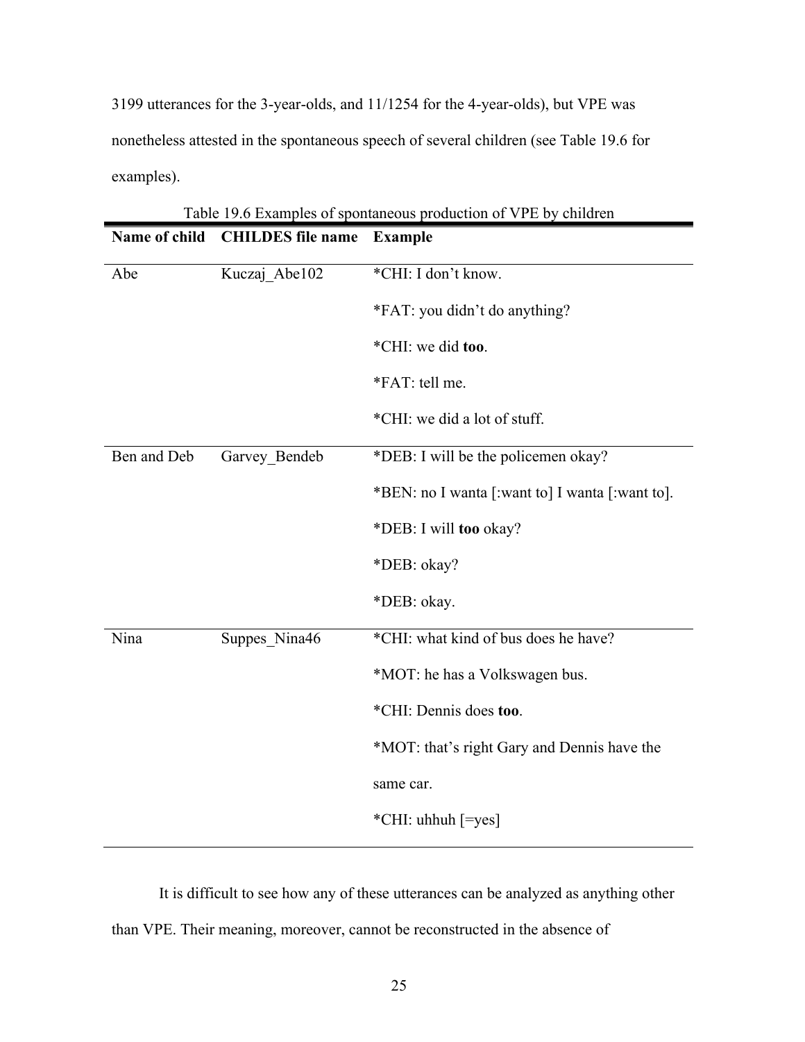3199 utterances for the 3-year-olds, and 11/1254 for the 4-year-olds), but VPE was nonetheless attested in the spontaneous speech of several children (see Table 19.6 for examples).

Table 19.6 Examples of spontaneous production of VPE by children

| Name of child | CHILDES file name | Example |
|---|---|---|
| Abe | Kuczaj_Abe102 | *CHI: I don't know.<br>*FAT: you didn't do anything?<br>*CHI: we did **too**.<br>*FAT: tell me.<br>*CHI: we did a lot of stuff. |
| Ben and Deb | Garvey_Bendeb | *DEB: I will be the policemen okay?<br>*BEN: no I wanta [:want to] I wanta [:want to].<br>*DEB: I will **too** okay?<br>*DEB: okay?<br>*DEB: okay. |
| Nina | Suppes_Nina46 | *CHI: what kind of bus does he have?<br>*MOT: he has a Volkswagen bus.<br>*CHI: Dennis does **too**.<br>*MOT: that's right Gary and Dennis have the same car.<br>*CHI: uhhuh [=yes] |

It is difficult to see how any of these utterances can be analyzed as anything other than VPE. Their meaning, moreover, cannot be reconstructed in the absence of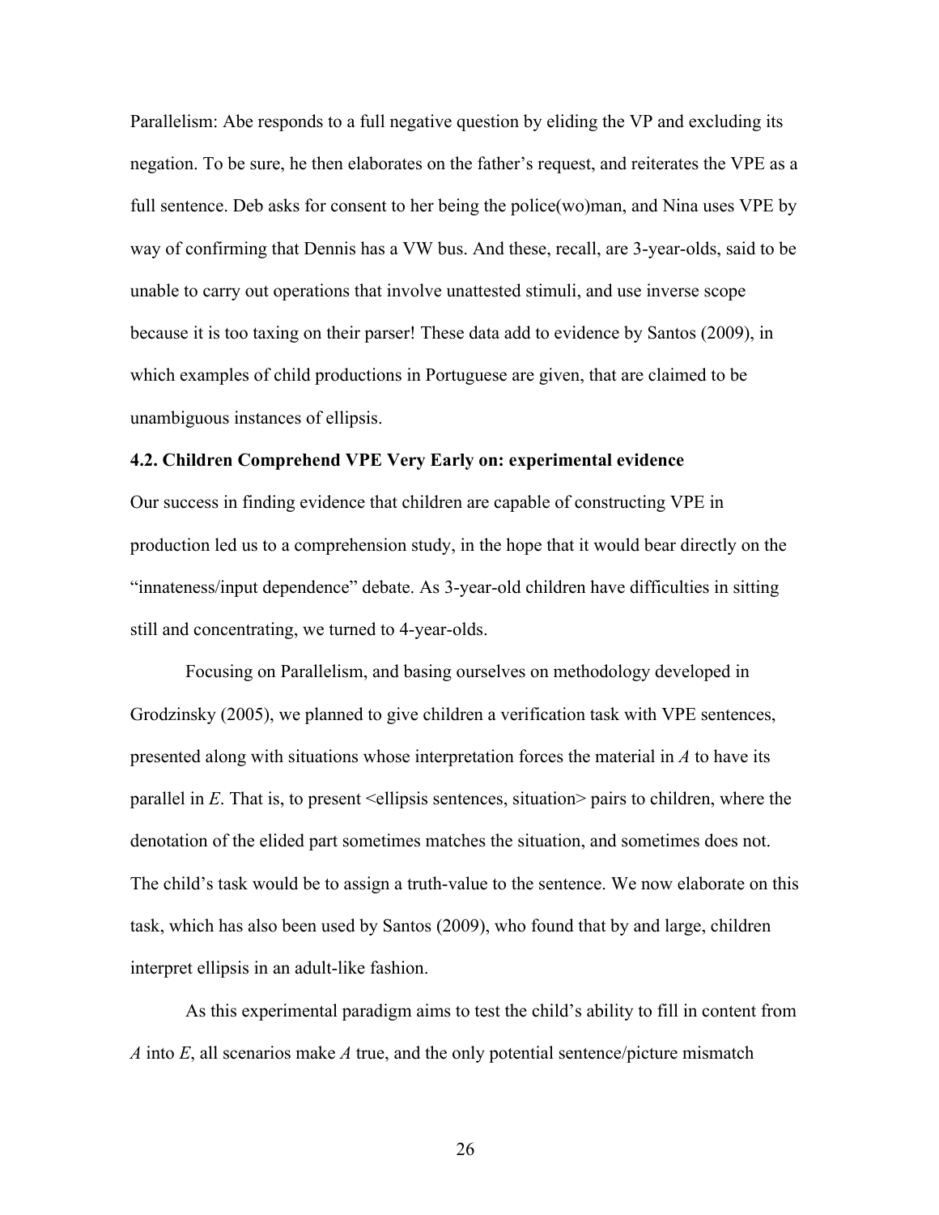Parallelism: Abe responds to a full negative question by eliding the VP and excluding its negation. To be sure, he then elaborates on the father's request, and reiterates the VPE as a full sentence. Deb asks for consent to her being the police(wo)man, and Nina uses VPE by way of confirming that Dennis has a VW bus. And these, recall, are 3-year-olds, said to be unable to carry out operations that involve unattested stimuli, and use inverse scope because it is too taxing on their parser! These data add to evidence by Santos (2009), in which examples of child productions in Portuguese are given, that are claimed to be unambiguous instances of ellipsis.

### 4.2. Children Comprehend VPE Very Early on: experimental evidence

Our success in finding evidence that children are capable of constructing VPE in production led us to a comprehension study, in the hope that it would bear directly on the "innateness/input dependence" debate. As 3-year-old children have difficulties in sitting still and concentrating, we turned to 4-year-olds.

Focusing on Parallelism, and basing ourselves on methodology developed in Grodzinsky (2005), we planned to give children a verification task with VPE sentences, presented along with situations whose interpretation forces the material in *A* to have its parallel in *E*. That is, to present <ellipsis sentences, situation> pairs to children, where the denotation of the elided part sometimes matches the situation, and sometimes does not. The child's task would be to assign a truth-value to the sentence. We now elaborate on this task, which has also been used by Santos (2009), who found that by and large, children interpret ellipsis in an adult-like fashion.

As this experimental paradigm aims to test the child's ability to fill in content from *A* into *E*, all scenarios make *A* true, and the only potential sentence/picture mismatch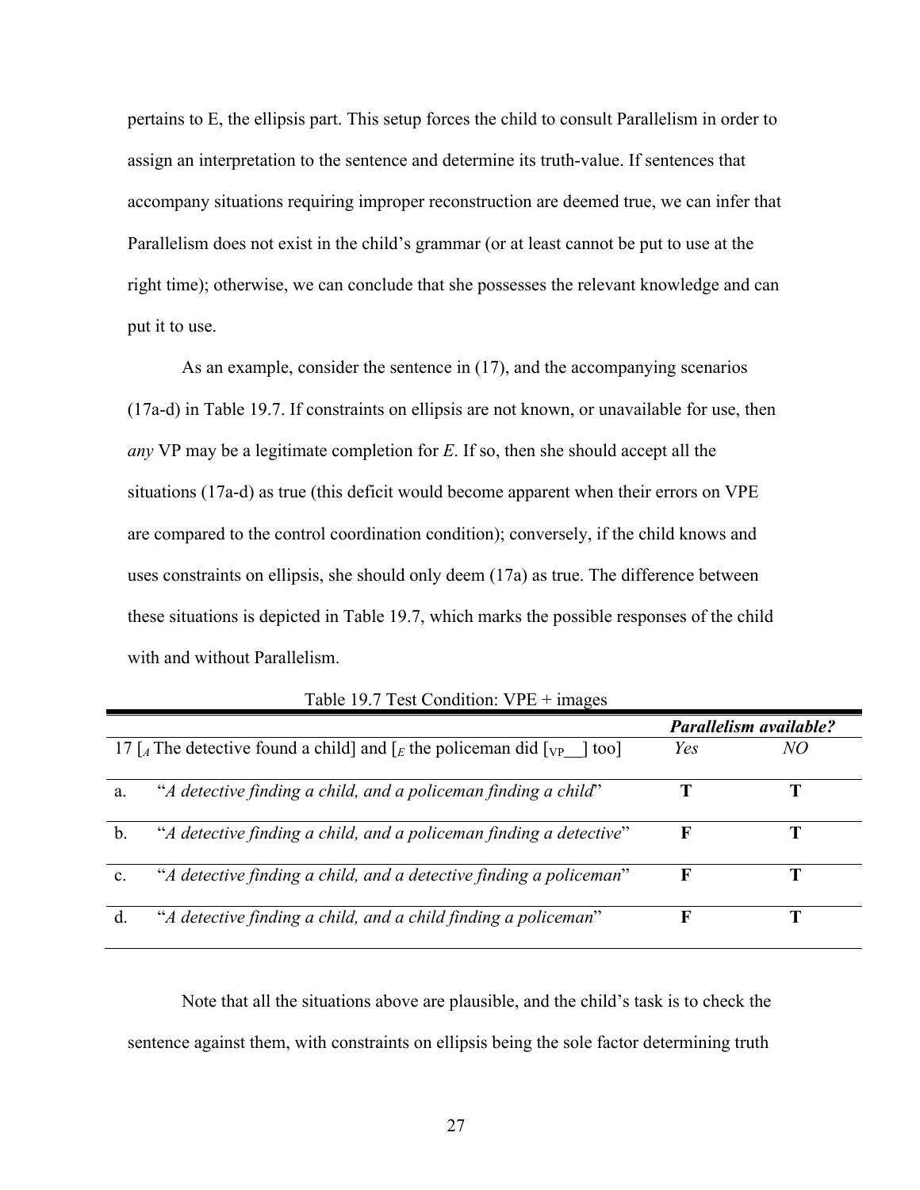pertains to E, the ellipsis part. This setup forces the child to consult Parallelism in order to assign an interpretation to the sentence and determine its truth-value. If sentences that accompany situations requiring improper reconstruction are deemed true, we can infer that Parallelism does not exist in the child's grammar (or at least cannot be put to use at the right time); otherwise, we can conclude that she possesses the relevant knowledge and can put it to use.

As an example, consider the sentence in (17), and the accompanying scenarios (17a-d) in Table 19.7. If constraints on ellipsis are not known, or unavailable for use, then *any* VP may be a legitimate completion for *E*. If so, then she should accept all the situations (17a-d) as true (this deficit would become apparent when their errors on VPE are compared to the control coordination condition); conversely, if the child knows and uses constraints on ellipsis, she should only deem (17a) as true. The difference between these situations is depicted in Table 19.7, which marks the possible responses of the child with and without Parallelism.

Table 19.7 Test Condition: VPE + images

| | | ***Parallelism available?*** | |
|---|---|---|---|
| 17 | [$_A$ The detective found a child] and [$_E$ the policeman did [$_{VP}$\_\_] too] | *Yes* | *NO* |
| a. | "*A detective finding a child, and a policeman finding a child*" | **T** | **T** |
| b. | "*A detective finding a child, and a policeman finding a detective*" | **F** | **T** |
| c. | "*A detective finding a child, and a detective finding a policeman*" | **F** | **T** |
| d. | "*A detective finding a child, and a child finding a policeman*" | **F** | **T** |

Note that all the situations above are plausible, and the child's task is to check the sentence against them, with constraints on ellipsis being the sole factor determining truth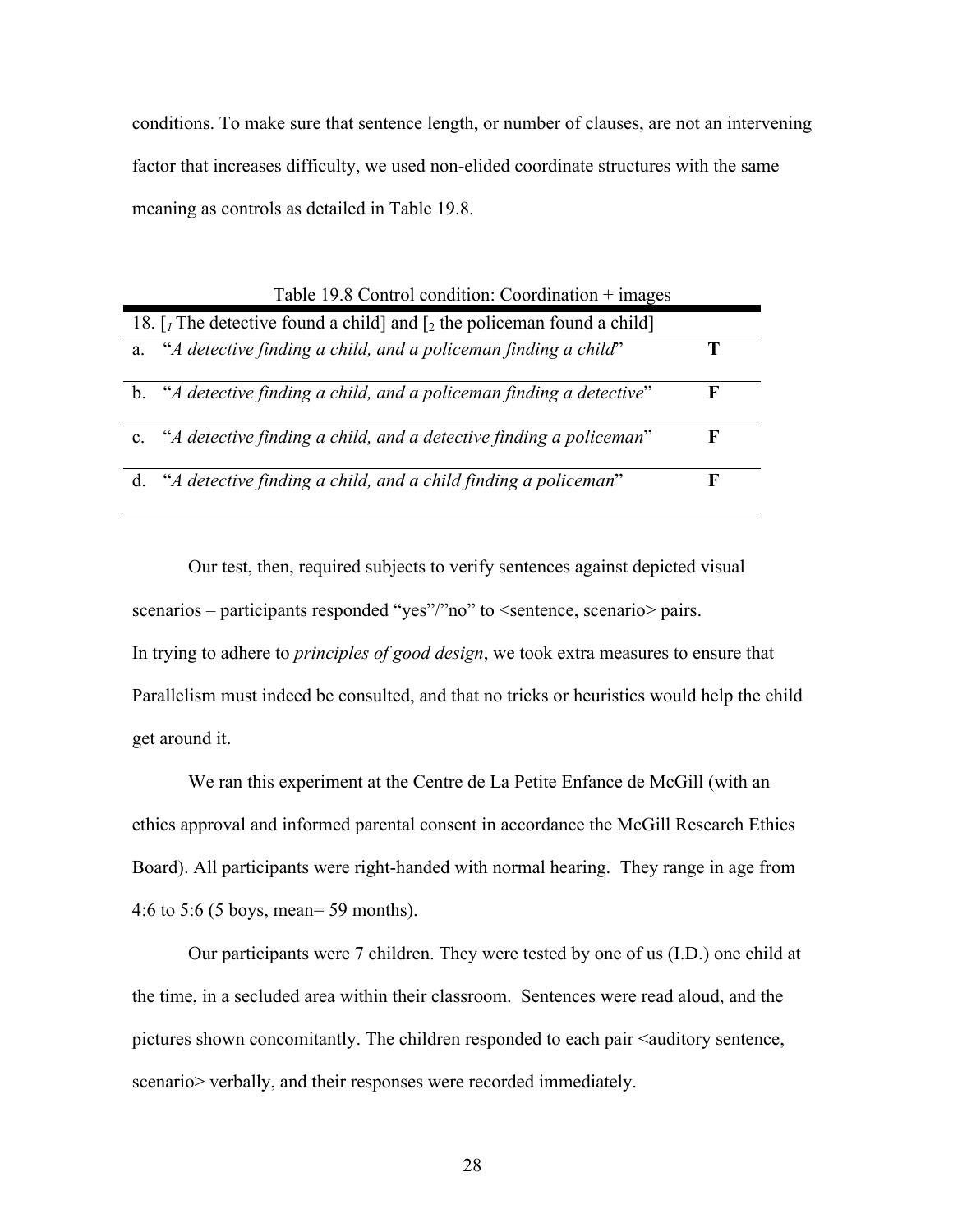conditions. To make sure that sentence length, or number of clauses, are not an intervening factor that increases difficulty, we used non-elided coordinate structures with the same meaning as controls as detailed in Table 19.8.

Table 19.8 Control condition: Coordination + images

| 18. [$_1$ The detective found a child] and [$_2$ the policeman found a child] | |
|---|---|
| a. "*A detective finding a child, and a policeman finding a child*" | **T** |
| b. "*A detective finding a child, and a policeman finding a detective*" | **F** |
| c. "*A detective finding a child, and a detective finding a policeman*" | **F** |
| d. "*A detective finding a child, and a child finding a policeman*" | **F** |

Our test, then, required subjects to verify sentences against depicted visual scenarios – participants responded "yes"/"no" to <sentence, scenario> pairs. In trying to adhere to *principles of good design*, we took extra measures to ensure that Parallelism must indeed be consulted, and that no tricks or heuristics would help the child get around it.

We ran this experiment at the Centre de La Petite Enfance de McGill (with an ethics approval and informed parental consent in accordance the McGill Research Ethics Board). All participants were right-handed with normal hearing. They range in age from 4:6 to 5:6 (5 boys, mean= 59 months).

Our participants were 7 children. They were tested by one of us (I.D.) one child at the time, in a secluded area within their classroom. Sentences were read aloud, and the pictures shown concomitantly. The children responded to each pair <auditory sentence, scenario> verbally, and their responses were recorded immediately.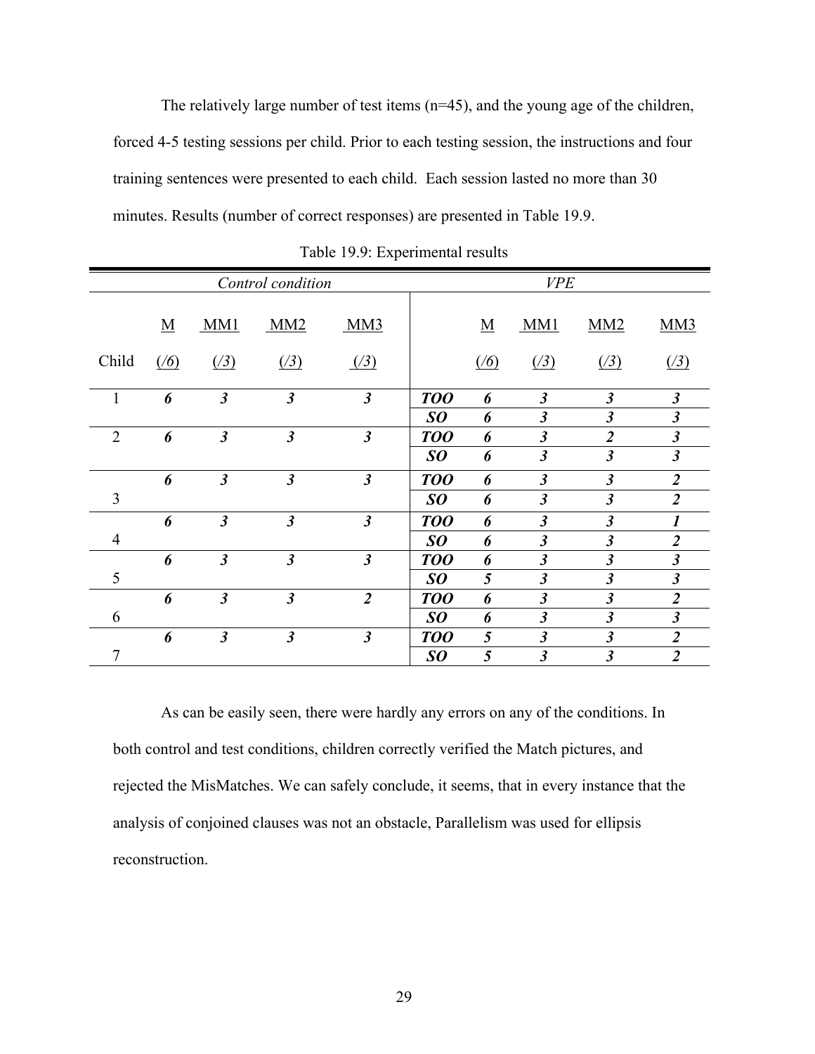The relatively large number of test items (n=45), and the young age of the children, forced 4-5 testing sessions per child. Prior to each testing session, the instructions and four training sentences were presented to each child. Each session lasted no more than 30 minutes. Results (number of correct responses) are presented in Table 19.9.

Table 19.9: Experimental results

| | *Control condition* | | | | *VPE* | | | | |
|---|---|---|---|---|---|---|---|---|---|
| Child | M (/6) | MM1 (/3) | MM2 (/3) | MM3 (/3) | | M (/6) | MM1 (/3) | MM2 (/3) | MM3 (/3) |
| 1 | ***6*** | ***3*** | ***3*** | ***3*** | ***TOO*** | ***6*** | ***3*** | ***3*** | ***3*** |
| | | | | | ***SO*** | ***6*** | ***3*** | ***3*** | ***3*** |
| 2 | ***6*** | ***3*** | ***3*** | ***3*** | ***TOO*** | ***6*** | ***3*** | ***2*** | ***3*** |
| | | | | | ***SO*** | ***6*** | ***3*** | ***3*** | ***3*** |
| 3 | ***6*** | ***3*** | ***3*** | ***3*** | ***TOO*** | ***6*** | ***3*** | ***3*** | ***2*** |
| | | | | | ***SO*** | ***6*** | ***3*** | ***3*** | ***2*** |
| 4 | ***6*** | ***3*** | ***3*** | ***3*** | ***TOO*** | ***6*** | ***3*** | ***3*** | ***1*** |
| | | | | | ***SO*** | ***6*** | ***3*** | ***3*** | ***2*** |
| 5 | ***6*** | ***3*** | ***3*** | ***3*** | ***TOO*** | ***6*** | ***3*** | ***3*** | ***3*** |
| | | | | | ***SO*** | ***5*** | ***3*** | ***3*** | ***3*** |
| 6 | ***6*** | ***3*** | ***3*** | ***2*** | ***TOO*** | ***6*** | ***3*** | ***3*** | ***2*** |
| | | | | | ***SO*** | ***6*** | ***3*** | ***3*** | ***3*** |
| 7 | ***6*** | ***3*** | ***3*** | ***3*** | ***TOO*** | ***5*** | ***3*** | ***3*** | ***2*** |
| | | | | | ***SO*** | ***5*** | ***3*** | ***3*** | ***2*** |

As can be easily seen, there were hardly any errors on any of the conditions. In both control and test conditions, children correctly verified the Match pictures, and rejected the MisMatches. We can safely conclude, it seems, that in every instance that the analysis of conjoined clauses was not an obstacle, Parallelism was used for ellipsis reconstruction.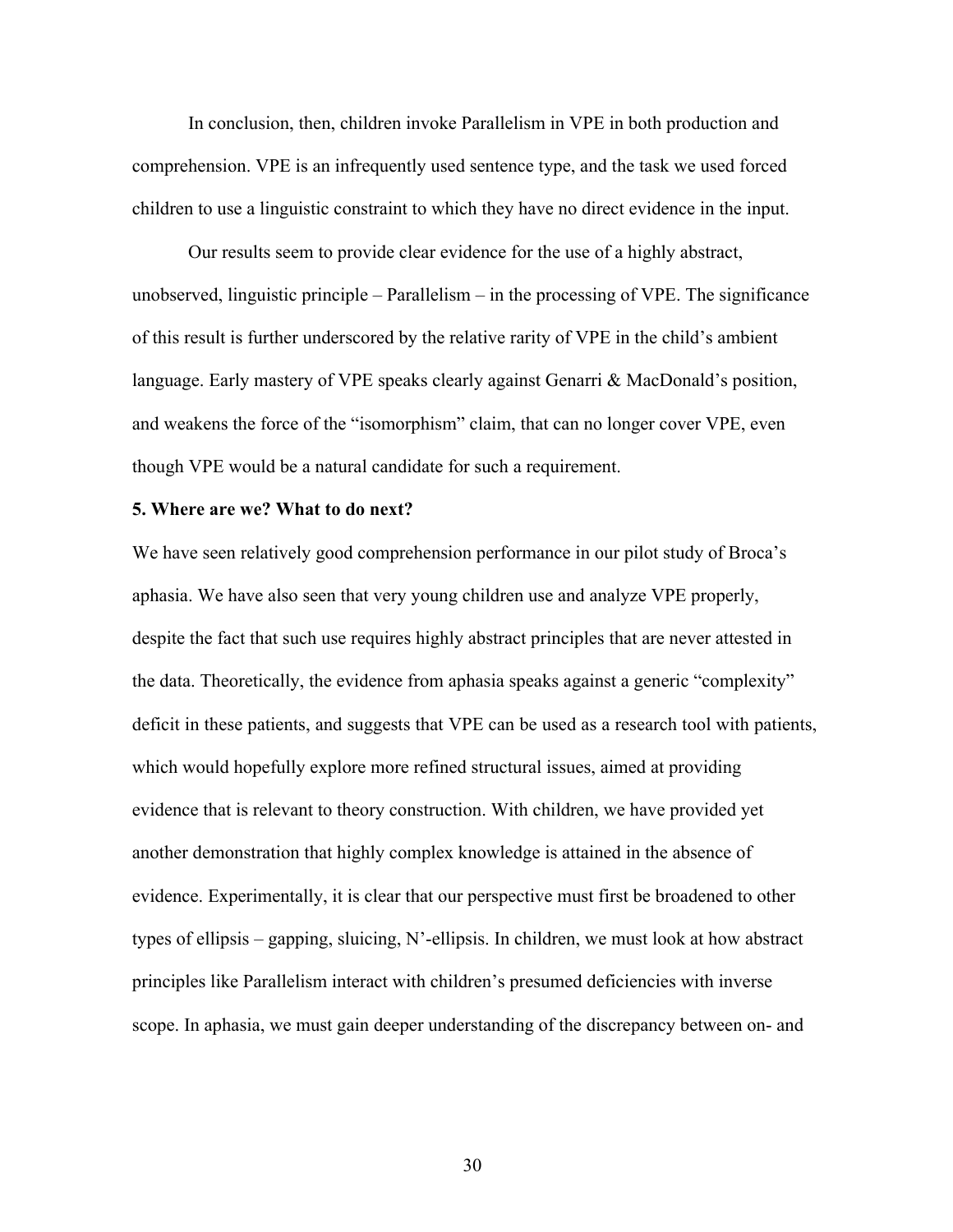In conclusion, then, children invoke Parallelism in VPE in both production and comprehension. VPE is an infrequently used sentence type, and the task we used forced children to use a linguistic constraint to which they have no direct evidence in the input.

Our results seem to provide clear evidence for the use of a highly abstract, unobserved, linguistic principle – Parallelism – in the processing of VPE. The significance of this result is further underscored by the relative rarity of VPE in the child's ambient language. Early mastery of VPE speaks clearly against Genarri & MacDonald's position, and weakens the force of the "isomorphism" claim, that can no longer cover VPE, even though VPE would be a natural candidate for such a requirement.

**5. Where are we? What to do next?**

We have seen relatively good comprehension performance in our pilot study of Broca's aphasia. We have also seen that very young children use and analyze VPE properly, despite the fact that such use requires highly abstract principles that are never attested in the data. Theoretically, the evidence from aphasia speaks against a generic "complexity" deficit in these patients, and suggests that VPE can be used as a research tool with patients, which would hopefully explore more refined structural issues, aimed at providing evidence that is relevant to theory construction. With children, we have provided yet another demonstration that highly complex knowledge is attained in the absence of evidence. Experimentally, it is clear that our perspective must first be broadened to other types of ellipsis – gapping, sluicing, N'-ellipsis. In children, we must look at how abstract principles like Parallelism interact with children's presumed deficiencies with inverse scope. In aphasia, we must gain deeper understanding of the discrepancy between on- and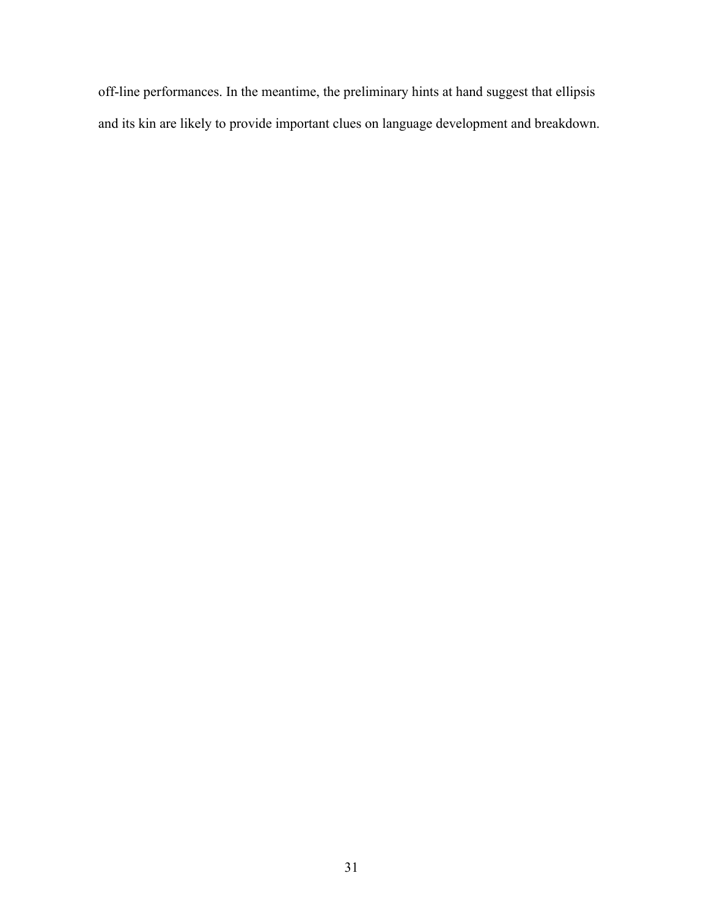off-line performances. In the meantime, the preliminary hints at hand suggest that ellipsis and its kin are likely to provide important clues on language development and breakdown.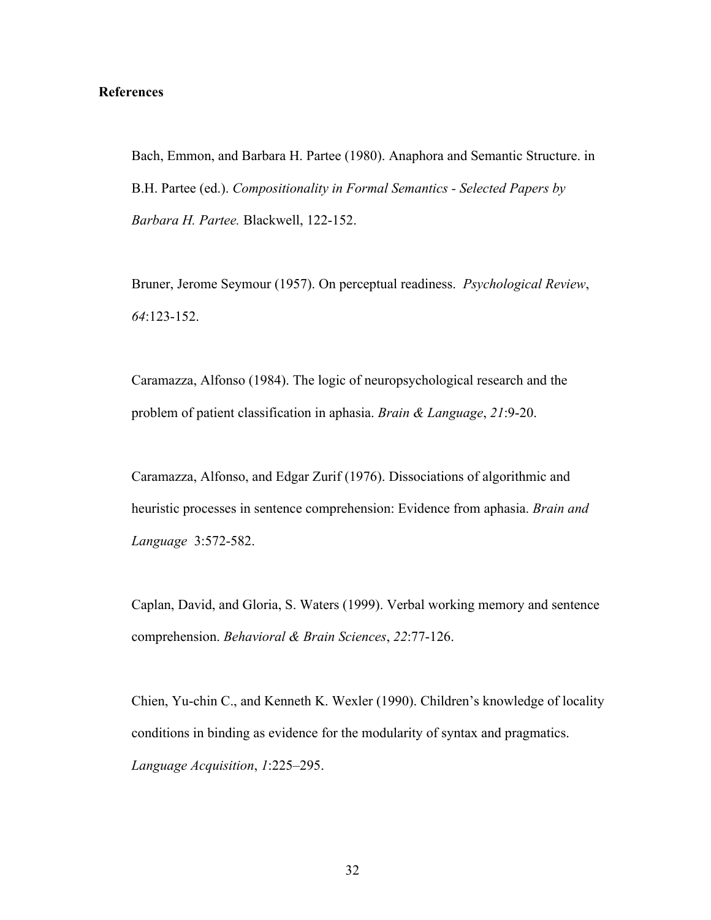**References**

Bach, Emmon, and Barbara H. Partee (1980). Anaphora and Semantic Structure. in B.H. Partee (ed.). *Compositionality in Formal Semantics - Selected Papers by Barbara H. Partee.* Blackwell, 122-152.

Bruner, Jerome Seymour (1957). On perceptual readiness. *Psychological Review*, *64*:123-152.

Caramazza, Alfonso (1984). The logic of neuropsychological research and the problem of patient classification in aphasia. *Brain & Language*, *21*:9-20.

Caramazza, Alfonso, and Edgar Zurif (1976). Dissociations of algorithmic and heuristic processes in sentence comprehension: Evidence from aphasia. *Brain and Language* 3:572-582.

Caplan, David, and Gloria, S. Waters (1999). Verbal working memory and sentence comprehension. *Behavioral & Brain Sciences*, *22*:77-126.

Chien, Yu-chin C., and Kenneth K. Wexler (1990). Children's knowledge of locality conditions in binding as evidence for the modularity of syntax and pragmatics. *Language Acquisition*, *1*:225–295.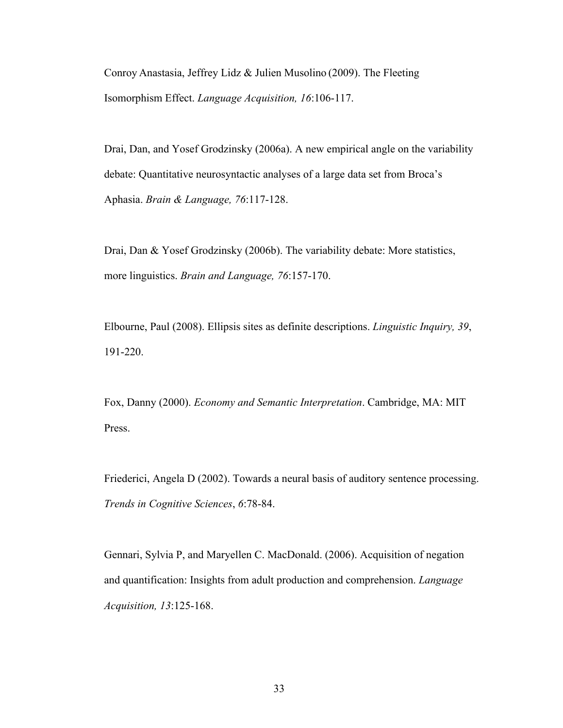Conroy Anastasia, Jeffrey Lidz & Julien Musolino (2009). The Fleeting Isomorphism Effect. *Language Acquisition, 16*:106-117.

Drai, Dan, and Yosef Grodzinsky (2006a). A new empirical angle on the variability debate: Quantitative neurosyntactic analyses of a large data set from Broca's Aphasia. *Brain & Language, 76*:117-128.

Drai, Dan & Yosef Grodzinsky (2006b). The variability debate: More statistics, more linguistics. *Brain and Language, 76*:157-170.

Elbourne, Paul (2008). Ellipsis sites as definite descriptions. *Linguistic Inquiry, 39*, 191-220.

Fox, Danny (2000). *Economy and Semantic Interpretation*. Cambridge, MA: MIT Press.

Friederici, Angela D (2002). Towards a neural basis of auditory sentence processing. *Trends in Cognitive Sciences*, *6*:78-84.

Gennari, Sylvia P, and Maryellen C. MacDonald. (2006). Acquisition of negation and quantification: Insights from adult production and comprehension. *Language Acquisition, 13*:125-168.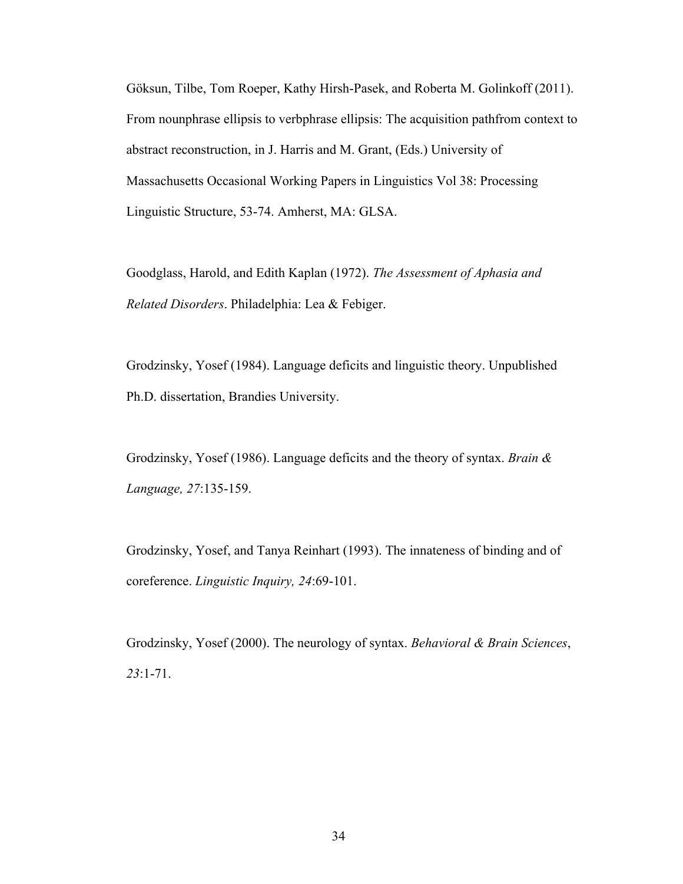Göksun, Tilbe, Tom Roeper, Kathy Hirsh-Pasek, and Roberta M. Golinkoff (2011). From nounphrase ellipsis to verbphrase ellipsis: The acquisition pathfrom context to abstract reconstruction, in J. Harris and M. Grant, (Eds.) University of Massachusetts Occasional Working Papers in Linguistics Vol 38: Processing Linguistic Structure, 53-74. Amherst, MA: GLSA.

Goodglass, Harold, and Edith Kaplan (1972). *The Assessment of Aphasia and Related Disorders*. Philadelphia: Lea & Febiger.

Grodzinsky, Yosef (1984). Language deficits and linguistic theory. Unpublished Ph.D. dissertation, Brandies University.

Grodzinsky, Yosef (1986). Language deficits and the theory of syntax. *Brain & Language, 27*:135-159.

Grodzinsky, Yosef, and Tanya Reinhart (1993). The innateness of binding and of coreference. *Linguistic Inquiry, 24*:69-101.

Grodzinsky, Yosef (2000). The neurology of syntax. *Behavioral & Brain Sciences*, *23*:1-71.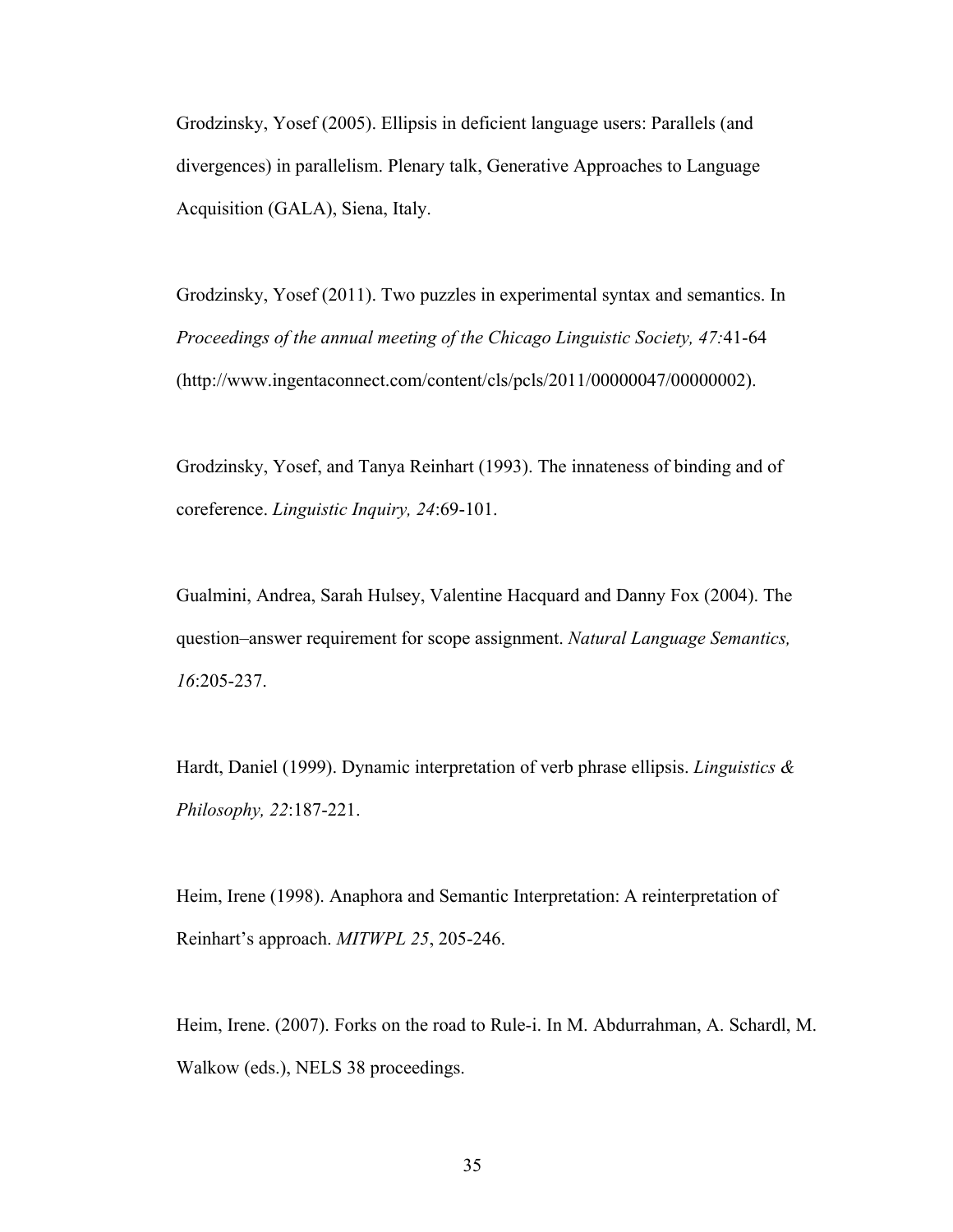Grodzinsky, Yosef (2005). Ellipsis in deficient language users: Parallels (and divergences) in parallelism. Plenary talk, Generative Approaches to Language Acquisition (GALA), Siena, Italy.

Grodzinsky, Yosef (2011). Two puzzles in experimental syntax and semantics. In *Proceedings of the annual meeting of the Chicago Linguistic Society, 47:*41-64 (http://www.ingentaconnect.com/content/cls/pcls/2011/00000047/00000002).

Grodzinsky, Yosef, and Tanya Reinhart (1993). The innateness of binding and of coreference. *Linguistic Inquiry, 24*:69-101.

Gualmini, Andrea, Sarah Hulsey, Valentine Hacquard and Danny Fox (2004). The question–answer requirement for scope assignment. *Natural Language Semantics, 16*:205-237.

Hardt, Daniel (1999). Dynamic interpretation of verb phrase ellipsis. *Linguistics & Philosophy, 22*:187-221.

Heim, Irene (1998). Anaphora and Semantic Interpretation: A reinterpretation of Reinhart's approach. *MITWPL 25*, 205-246.

Heim, Irene. (2007). Forks on the road to Rule-i. In M. Abdurrahman, A. Schardl, M. Walkow (eds.), NELS 38 proceedings.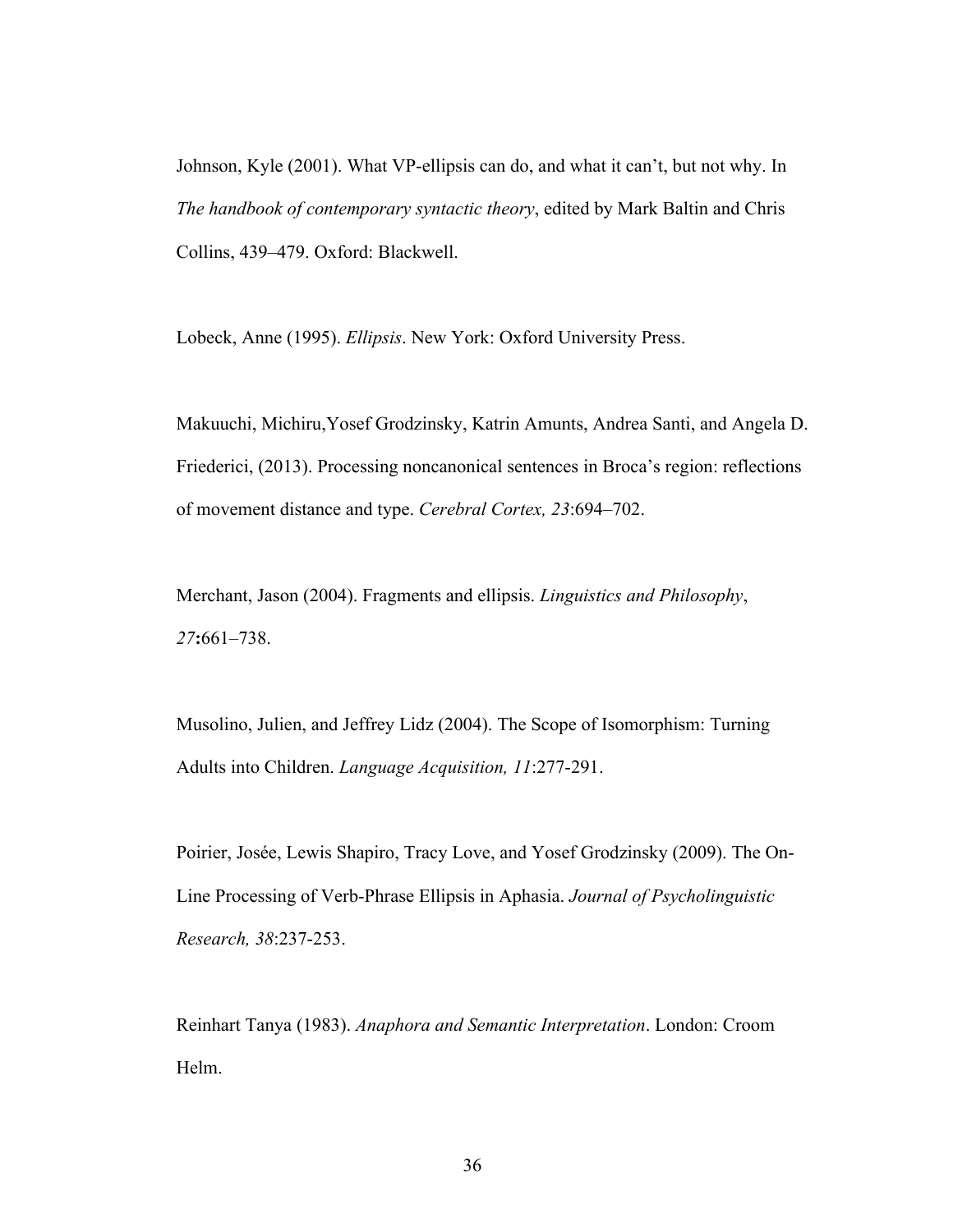Johnson, Kyle (2001). What VP-ellipsis can do, and what it can't, but not why. In *The handbook of contemporary syntactic theory*, edited by Mark Baltin and Chris Collins, 439–479. Oxford: Blackwell.

Lobeck, Anne (1995). *Ellipsis*. New York: Oxford University Press.

Makuuchi, Michiru,Yosef Grodzinsky, Katrin Amunts, Andrea Santi, and Angela D. Friederici, (2013). Processing noncanonical sentences in Broca's region: reflections of movement distance and type. *Cerebral Cortex, 23*:694–702.

Merchant, Jason (2004). Fragments and ellipsis. *Linguistics and Philosophy*, *27***:**661–738.

Musolino, Julien, and Jeffrey Lidz (2004). The Scope of Isomorphism: Turning Adults into Children. *Language Acquisition, 11*:277-291.

Poirier, Josée, Lewis Shapiro, Tracy Love, and Yosef Grodzinsky (2009). The On-Line Processing of Verb-Phrase Ellipsis in Aphasia. *Journal of Psycholinguistic Research, 38*:237-253.

Reinhart Tanya (1983). *Anaphora and Semantic Interpretation*. London: Croom Helm.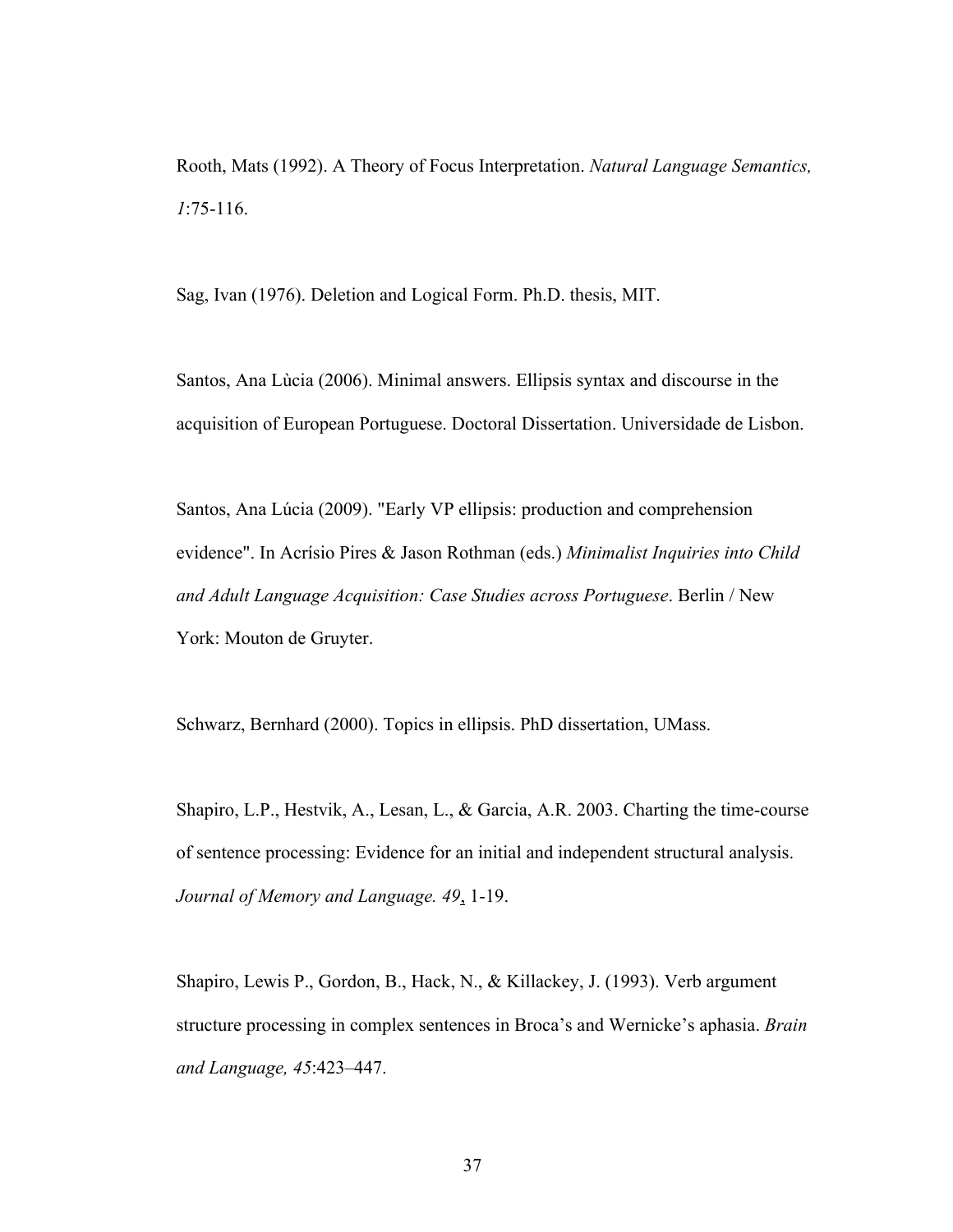Rooth, Mats (1992). A Theory of Focus Interpretation. *Natural Language Semantics, 1*:75-116.

Sag, Ivan (1976). Deletion and Logical Form. Ph.D. thesis, MIT.

Santos, Ana Lùcia (2006). Minimal answers. Ellipsis syntax and discourse in the acquisition of European Portuguese. Doctoral Dissertation. Universidade de Lisbon.

Santos, Ana Lúcia (2009). "Early VP ellipsis: production and comprehension evidence". In Acrísio Pires & Jason Rothman (eds.) *Minimalist Inquiries into Child and Adult Language Acquisition: Case Studies across Portuguese*. Berlin / New York: Mouton de Gruyter.

Schwarz, Bernhard (2000). Topics in ellipsis. PhD dissertation, UMass.

Shapiro, L.P., Hestvik, A., Lesan, L., & Garcia, A.R. 2003. Charting the time-course of sentence processing: Evidence for an initial and independent structural analysis. *Journal of Memory and Language. 49*, 1-19.

Shapiro, Lewis P., Gordon, B., Hack, N., & Killackey, J. (1993). Verb argument structure processing in complex sentences in Broca's and Wernicke's aphasia. *Brain and Language, 45*:423–447.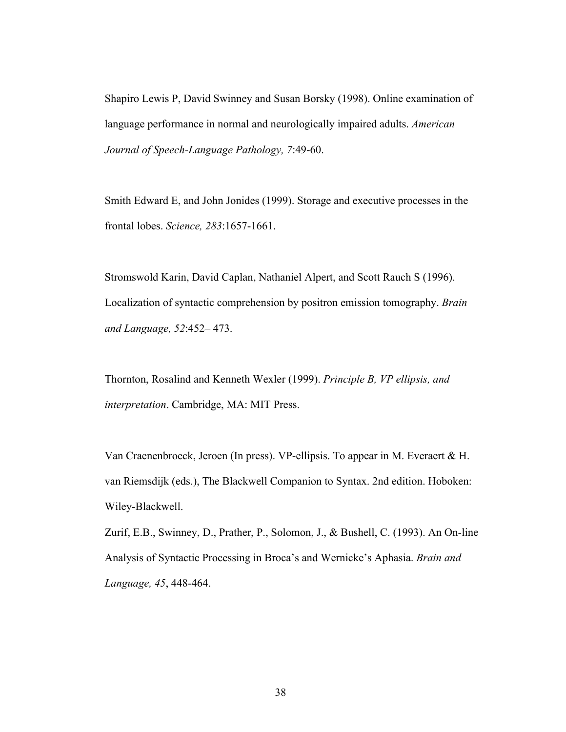Shapiro Lewis P, David Swinney and Susan Borsky (1998). Online examination of language performance in normal and neurologically impaired adults. *American Journal of Speech-Language Pathology, 7*:49-60.

Smith Edward E, and John Jonides (1999). Storage and executive processes in the frontal lobes. *Science, 283*:1657-1661.

Stromswold Karin, David Caplan, Nathaniel Alpert, and Scott Rauch S (1996). Localization of syntactic comprehension by positron emission tomography. *Brain and Language, 52*:452– 473.

Thornton, Rosalind and Kenneth Wexler (1999). *Principle B, VP ellipsis, and interpretation*. Cambridge, MA: MIT Press.

Van Craenenbroeck, Jeroen (In press). VP-ellipsis. To appear in M. Everaert & H. van Riemsdijk (eds.), The Blackwell Companion to Syntax. 2nd edition. Hoboken: Wiley-Blackwell.

Zurif, E.B., Swinney, D., Prather, P., Solomon, J., & Bushell, C. (1993). An On-line Analysis of Syntactic Processing in Broca's and Wernicke's Aphasia. *Brain and Language, 45*, 448-464.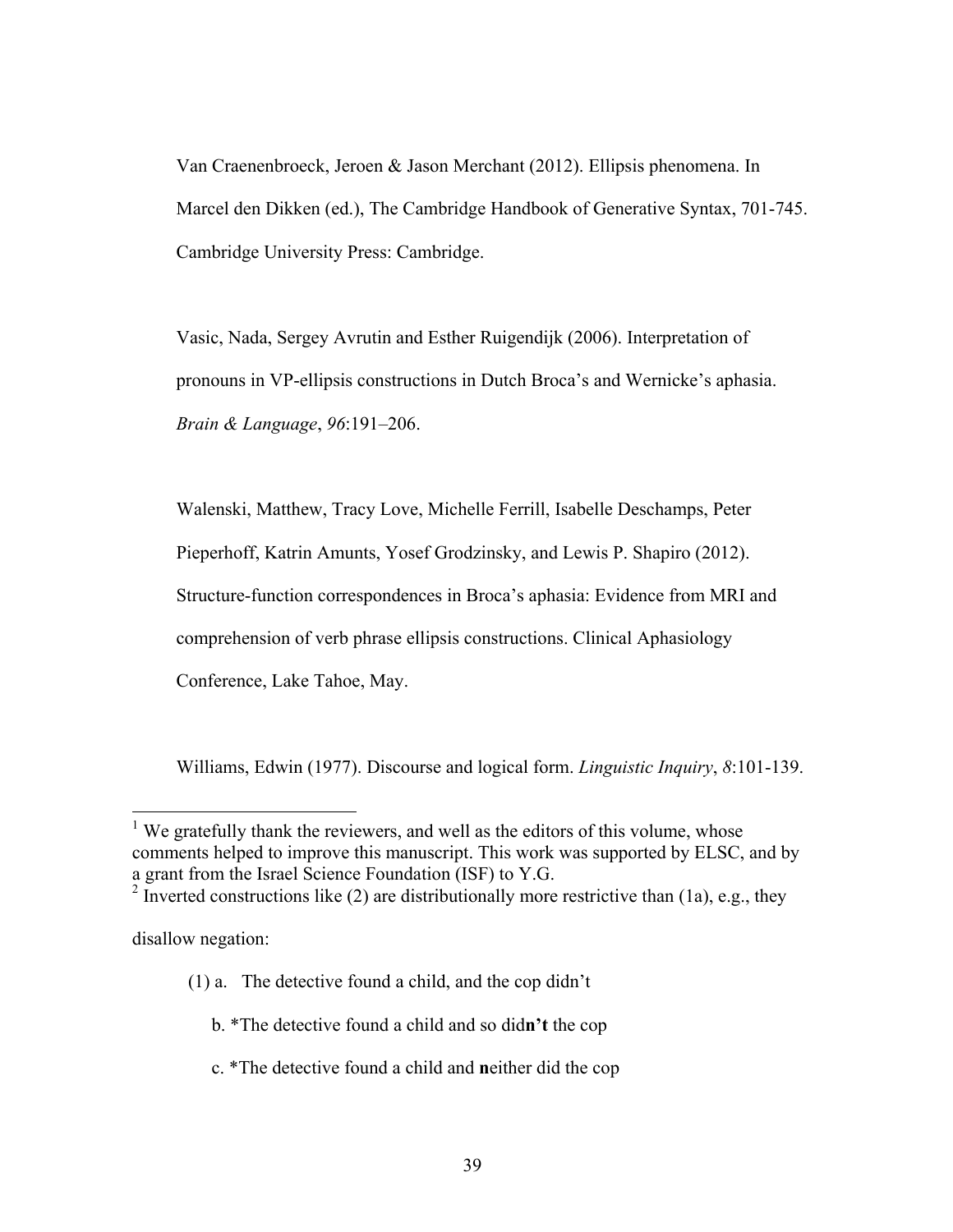Van Craenenbroeck, Jeroen & Jason Merchant (2012). Ellipsis phenomena. In Marcel den Dikken (ed.), The Cambridge Handbook of Generative Syntax, 701-745. Cambridge University Press: Cambridge.

Vasic, Nada, Sergey Avrutin and Esther Ruigendijk (2006). Interpretation of pronouns in VP-ellipsis constructions in Dutch Broca's and Wernicke's aphasia. *Brain & Language*, *96*:191–206.

Walenski, Matthew, Tracy Love, Michelle Ferrill, Isabelle Deschamps, Peter Pieperhoff, Katrin Amunts, Yosef Grodzinsky, and Lewis P. Shapiro (2012). Structure-function correspondences in Broca's aphasia: Evidence from MRI and comprehension of verb phrase ellipsis constructions. Clinical Aphasiology Conference, Lake Tahoe, May.

Williams, Edwin (1977). Discourse and logical form. *Linguistic Inquiry*, *8*:101-139.

---

[1] We gratefully thank the reviewers, and well as the editors of this volume, whose comments helped to improve this manuscript. This work was supported by ELSC, and by a grant from the Israel Science Foundation (ISF) to Y.G.

[2] Inverted constructions like (2) are distributionally more restrictive than (1a), e.g., they disallow negation:

(1) a. The detective found a child, and the cop didn't

b. *The detective found a child and so did**n't** the cop

c. *The detective found a child and **n**either did the cop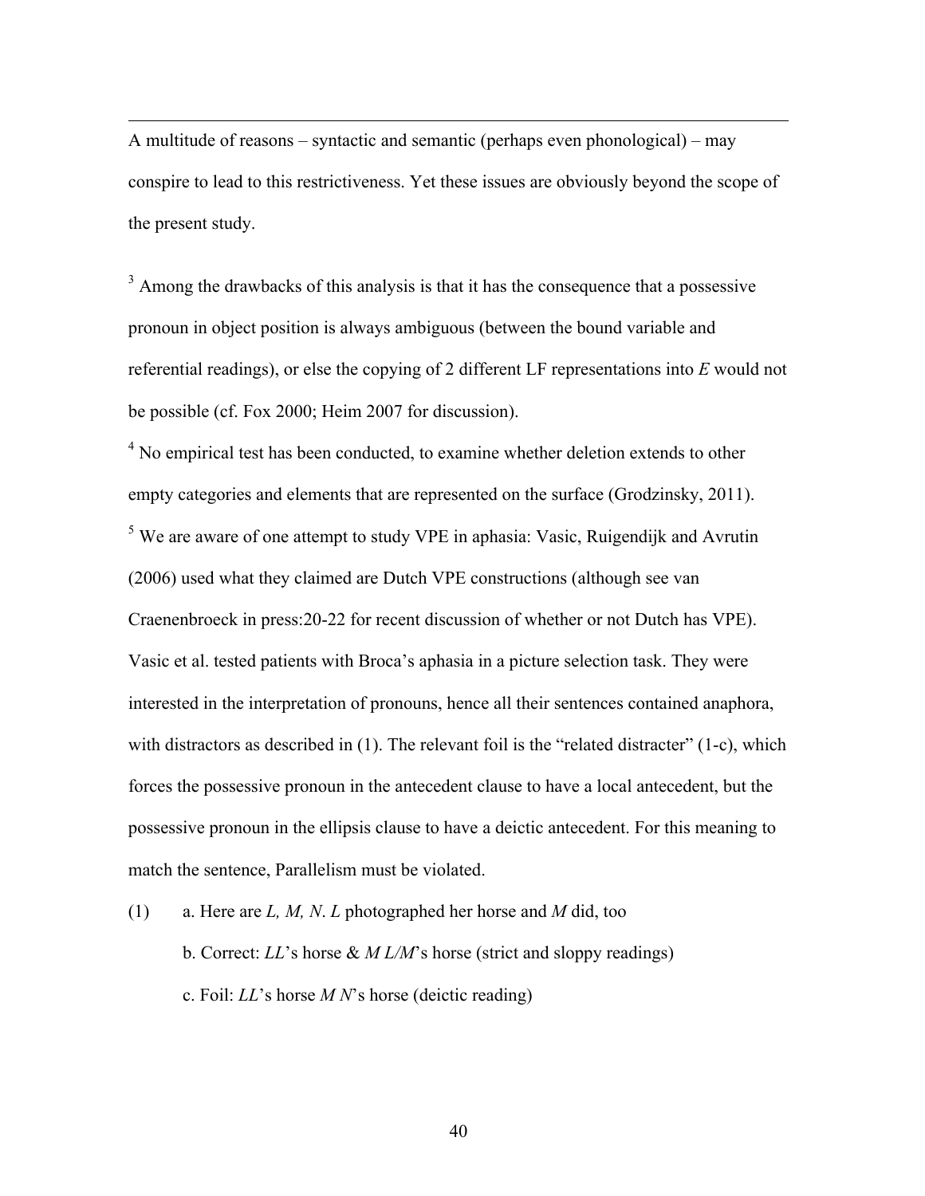A multitude of reasons – syntactic and semantic (perhaps even phonological) – may conspire to lead to this restrictiveness. Yet these issues are obviously beyond the scope of the present study.

[3] Among the drawbacks of this analysis is that it has the consequence that a possessive pronoun in object position is always ambiguous (between the bound variable and referential readings), or else the copying of 2 different LF representations into *E* would not be possible (cf. Fox 2000; Heim 2007 for discussion).

[4] No empirical test has been conducted, to examine whether deletion extends to other empty categories and elements that are represented on the surface (Grodzinsky, 2011).

[5] We are aware of one attempt to study VPE in aphasia: Vasic, Ruigendijk and Avrutin (2006) used what they claimed are Dutch VPE constructions (although see van Craenenbroeck in press:20-22 for recent discussion of whether or not Dutch has VPE). Vasic et al. tested patients with Broca's aphasia in a picture selection task. They were interested in the interpretation of pronouns, hence all their sentences contained anaphora, with distractors as described in (1). The relevant foil is the "related distracter" (1-c), which forces the possessive pronoun in the antecedent clause to have a local antecedent, but the possessive pronoun in the ellipsis clause to have a deictic antecedent. For this meaning to match the sentence, Parallelism must be violated.

(1) a. Here are *L, M, N*. *L* photographed her horse and *M* did, too

b. Correct: *LL*'s horse & *M L/M*'s horse (strict and sloppy readings)

c. Foil: *LL*'s horse *M N*'s horse (deictic reading)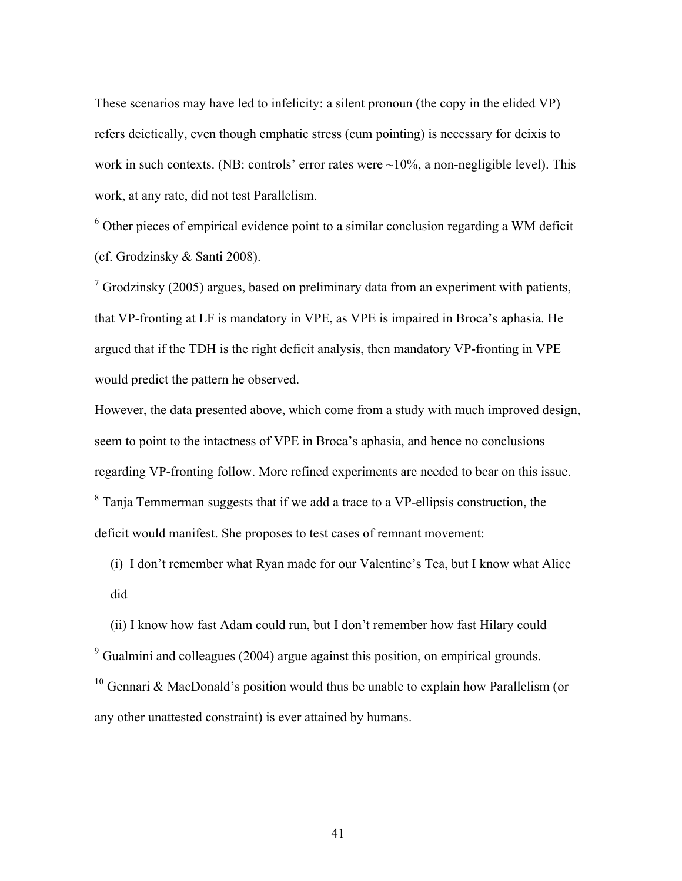These scenarios may have led to infelicity: a silent pronoun (the copy in the elided VP) refers deictically, even though emphatic stress (cum pointing) is necessary for deixis to work in such contexts. (NB: controls' error rates were ~10%, a non-negligible level). This work, at any rate, did not test Parallelism.

[6] Other pieces of empirical evidence point to a similar conclusion regarding a WM deficit (cf. Grodzinsky & Santi 2008).

[7] Grodzinsky (2005) argues, based on preliminary data from an experiment with patients, that VP-fronting at LF is mandatory in VPE, as VPE is impaired in Broca's aphasia. He argued that if the TDH is the right deficit analysis, then mandatory VP-fronting in VPE would predict the pattern he observed.

However, the data presented above, which come from a study with much improved design, seem to point to the intactness of VPE in Broca's aphasia, and hence no conclusions regarding VP-fronting follow. More refined experiments are needed to bear on this issue.

[8] Tanja Temmerman suggests that if we add a trace to a VP-ellipsis construction, the deficit would manifest. She proposes to test cases of remnant movement:

(i) I don't remember what Ryan made for our Valentine's Tea, but I know what Alice did

(ii) I know how fast Adam could run, but I don't remember how fast Hilary could

[9] Gualmini and colleagues (2004) argue against this position, on empirical grounds.

[10] Gennari & MacDonald's position would thus be unable to explain how Parallelism (or any other unattested constraint) is ever attained by humans.